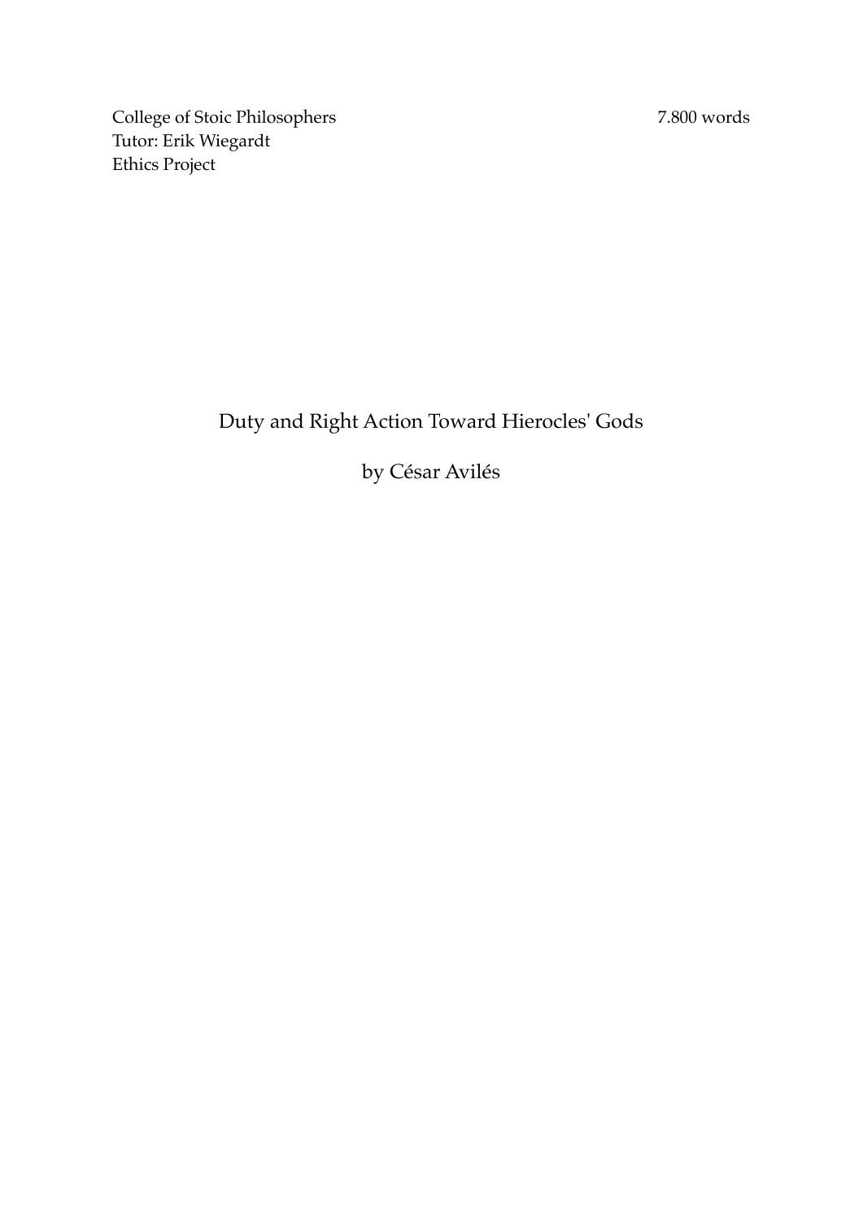College of Stoic Philosophers
Tutor: Erik Wiegardt
Ethics Project

7.800 words

# Duty and Right Action Toward Hierocles' Gods

by César Avilés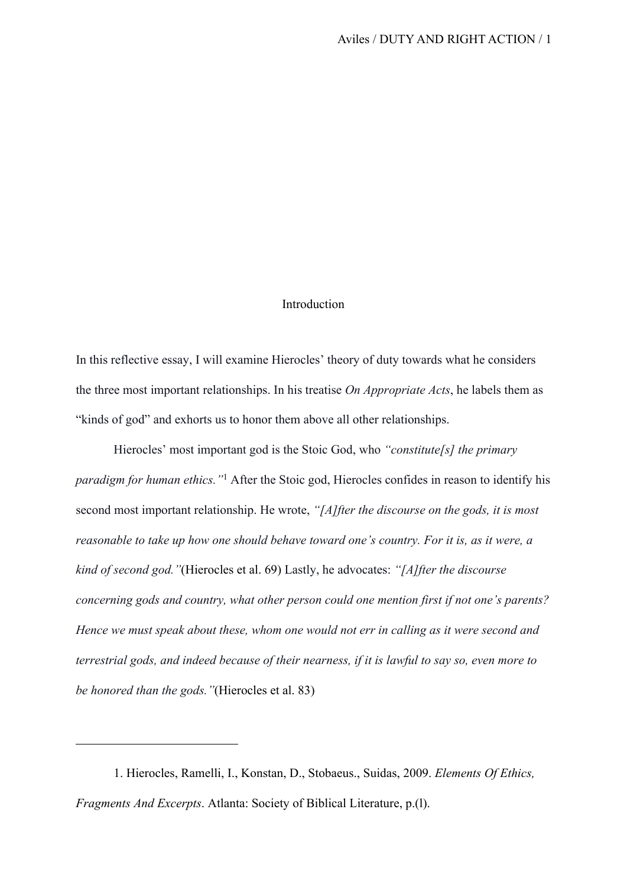## Introduction

In this reflective essay, I will examine Hierocles' theory of duty towards what he considers the three most important relationships. In his treatise *On Appropriate Acts*, he labels them as "kinds of god" and exhorts us to honor them above all other relationships.

Hierocles' most important god is the Stoic God, who *"constitute[s] the primary paradigm for human ethics."*[1] After the Stoic god, Hierocles confides in reason to identify his second most important relationship. He wrote, *"[A]fter the discourse on the gods, it is most reasonable to take up how one should behave toward one's country. For it is, as it were, a kind of second god."*(Hierocles et al. 69) Lastly, he advocates: *"[A]fter the discourse concerning gods and country, what other person could one mention first if not one's parents? Hence we must speak about these, whom one would not err in calling as it were second and terrestrial gods, and indeed because of their nearness, if it is lawful to say so, even more to be honored than the gods."*(Hierocles et al. 83)

---

1. Hierocles, Ramelli, I., Konstan, D., Stobaeus., Suidas, 2009. *Elements Of Ethics, Fragments And Excerpts*. Atlanta: Society of Biblical Literature, p.(l).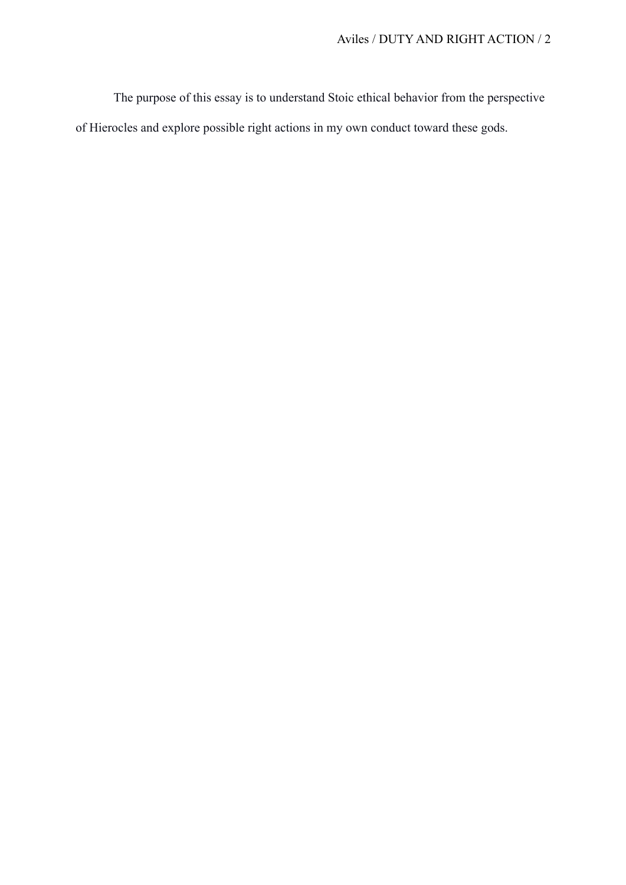The purpose of this essay is to understand Stoic ethical behavior from the perspective of Hierocles and explore possible right actions in my own conduct toward these gods.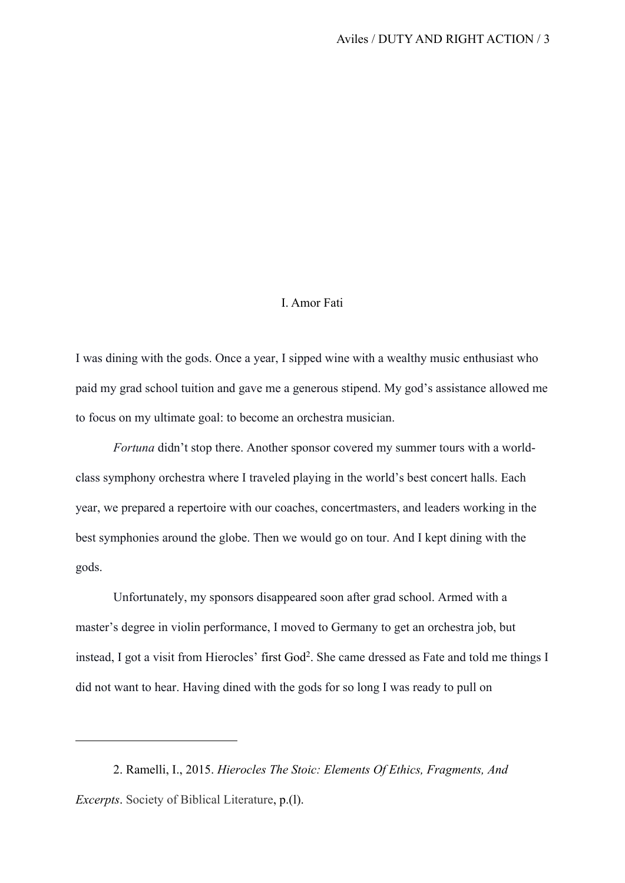## I. Amor Fati

I was dining with the gods. Once a year, I sipped wine with a wealthy music enthusiast who paid my grad school tuition and gave me a generous stipend. My god's assistance allowed me to focus on my ultimate goal: to become an orchestra musician.

*Fortuna* didn't stop there. Another sponsor covered my summer tours with a world-class symphony orchestra where I traveled playing in the world's best concert halls. Each year, we prepared a repertoire with our coaches, concertmasters, and leaders working in the best symphonies around the globe. Then we would go on tour. And I kept dining with the gods.

Unfortunately, my sponsors disappeared soon after grad school. Armed with a master's degree in violin performance, I moved to Germany to get an orchestra job, but instead, I got a visit from Hierocles' first God[2]. She came dressed as Fate and told me things I did not want to hear. Having dined with the gods for so long I was ready to pull on

---

2. Ramelli, I., 2015. *Hierocles The Stoic: Elements Of Ethics, Fragments, And Excerpts*. Society of Biblical Literature, p.(l).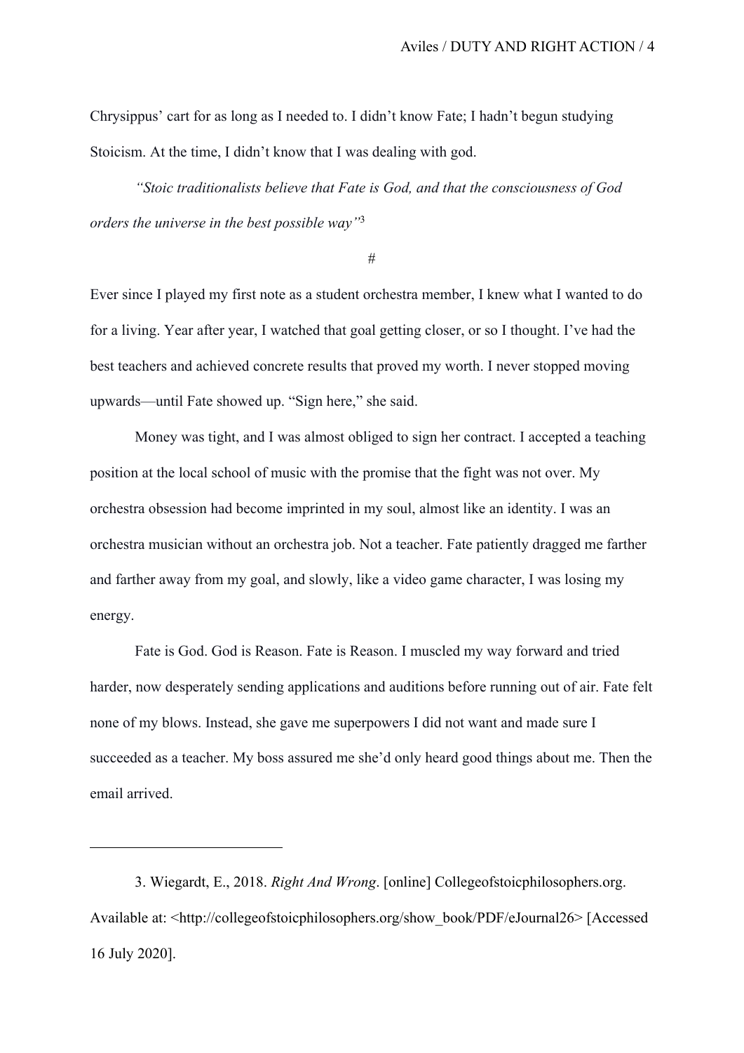Chrysippus' cart for as long as I needed to. I didn't know Fate; I hadn't begun studying Stoicism. At the time, I didn't know that I was dealing with god.

*"Stoic traditionalists believe that Fate is God, and that the consciousness of God orders the universe in the best possible way"*[3]

#

Ever since I played my first note as a student orchestra member, I knew what I wanted to do for a living. Year after year, I watched that goal getting closer, or so I thought. I've had the best teachers and achieved concrete results that proved my worth. I never stopped moving upwards—until Fate showed up. "Sign here," she said.

Money was tight, and I was almost obliged to sign her contract. I accepted a teaching position at the local school of music with the promise that the fight was not over. My orchestra obsession had become imprinted in my soul, almost like an identity. I was an orchestra musician without an orchestra job. Not a teacher. Fate patiently dragged me farther and farther away from my goal, and slowly, like a video game character, I was losing my energy.

Fate is God. God is Reason. Fate is Reason. I muscled my way forward and tried harder, now desperately sending applications and auditions before running out of air. Fate felt none of my blows. Instead, she gave me superpowers I did not want and made sure I succeeded as a teacher. My boss assured me she'd only heard good things about me. Then the email arrived.

---

3. Wiegardt, E., 2018. *Right And Wrong*. [online] Collegeofstoicphilosophers.org. Available at: <http://collegeofstoicphilosophers.org/show_book/PDF/eJournal26> [Accessed 16 July 2020].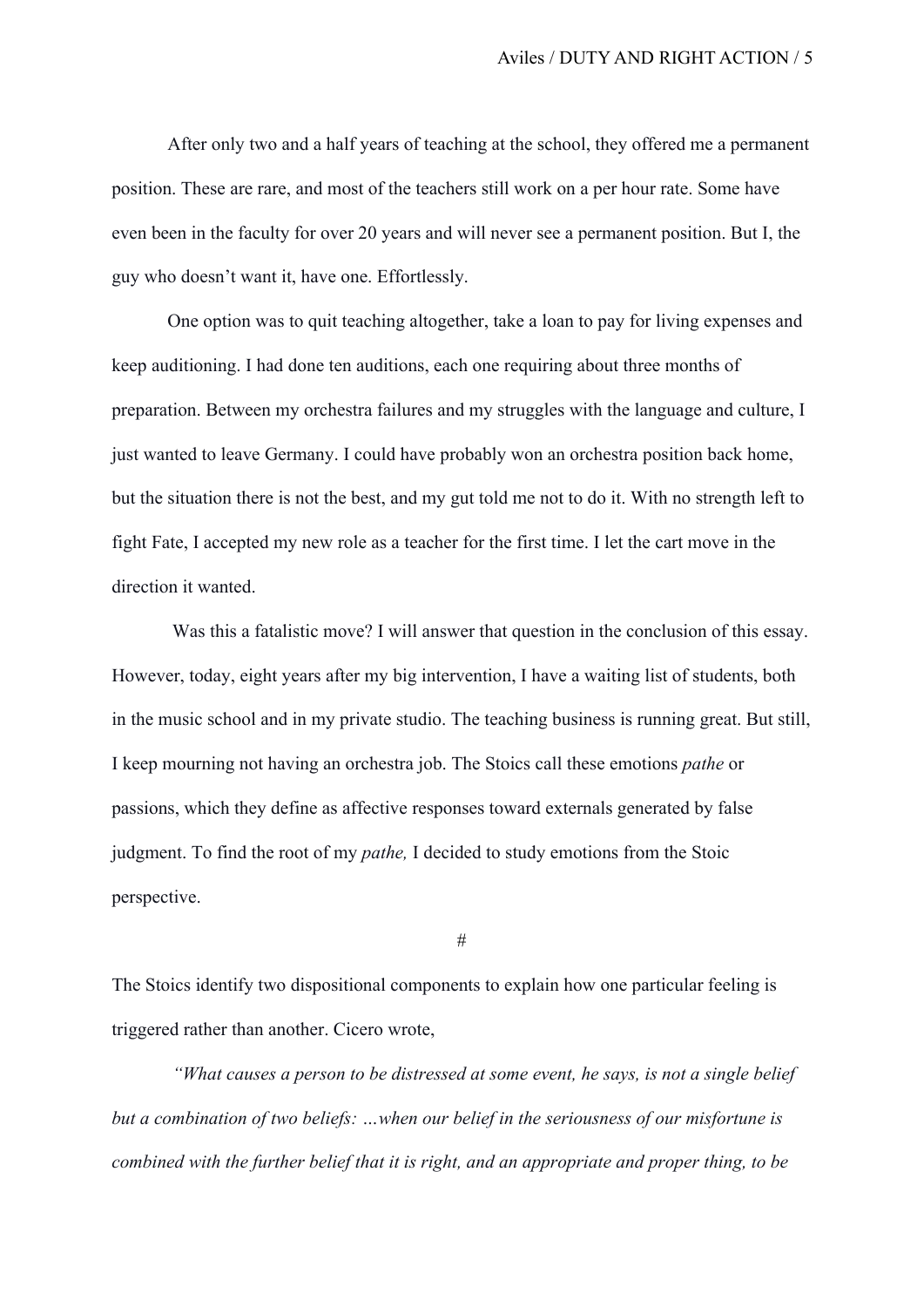After only two and a half years of teaching at the school, they offered me a permanent position. These are rare, and most of the teachers still work on a per hour rate. Some have even been in the faculty for over 20 years and will never see a permanent position. But I, the guy who doesn't want it, have one. Effortlessly.

One option was to quit teaching altogether, take a loan to pay for living expenses and keep auditioning. I had done ten auditions, each one requiring about three months of preparation. Between my orchestra failures and my struggles with the language and culture, I just wanted to leave Germany. I could have probably won an orchestra position back home, but the situation there is not the best, and my gut told me not to do it. With no strength left to fight Fate, I accepted my new role as a teacher for the first time. I let the cart move in the direction it wanted.

Was this a fatalistic move? I will answer that question in the conclusion of this essay. However, today, eight years after my big intervention, I have a waiting list of students, both in the music school and in my private studio. The teaching business is running great. But still, I keep mourning not having an orchestra job. The Stoics call these emotions *pathe* or passions, which they define as affective responses toward externals generated by false judgment. To find the root of my *pathe,* I decided to study emotions from the Stoic perspective.

#

The Stoics identify two dispositional components to explain how one particular feeling is triggered rather than another. Cicero wrote,

*"What causes a person to be distressed at some event, he says, is not a single belief but a combination of two beliefs: …when our belief in the seriousness of our misfortune is combined with the further belief that it is right, and an appropriate and proper thing, to be*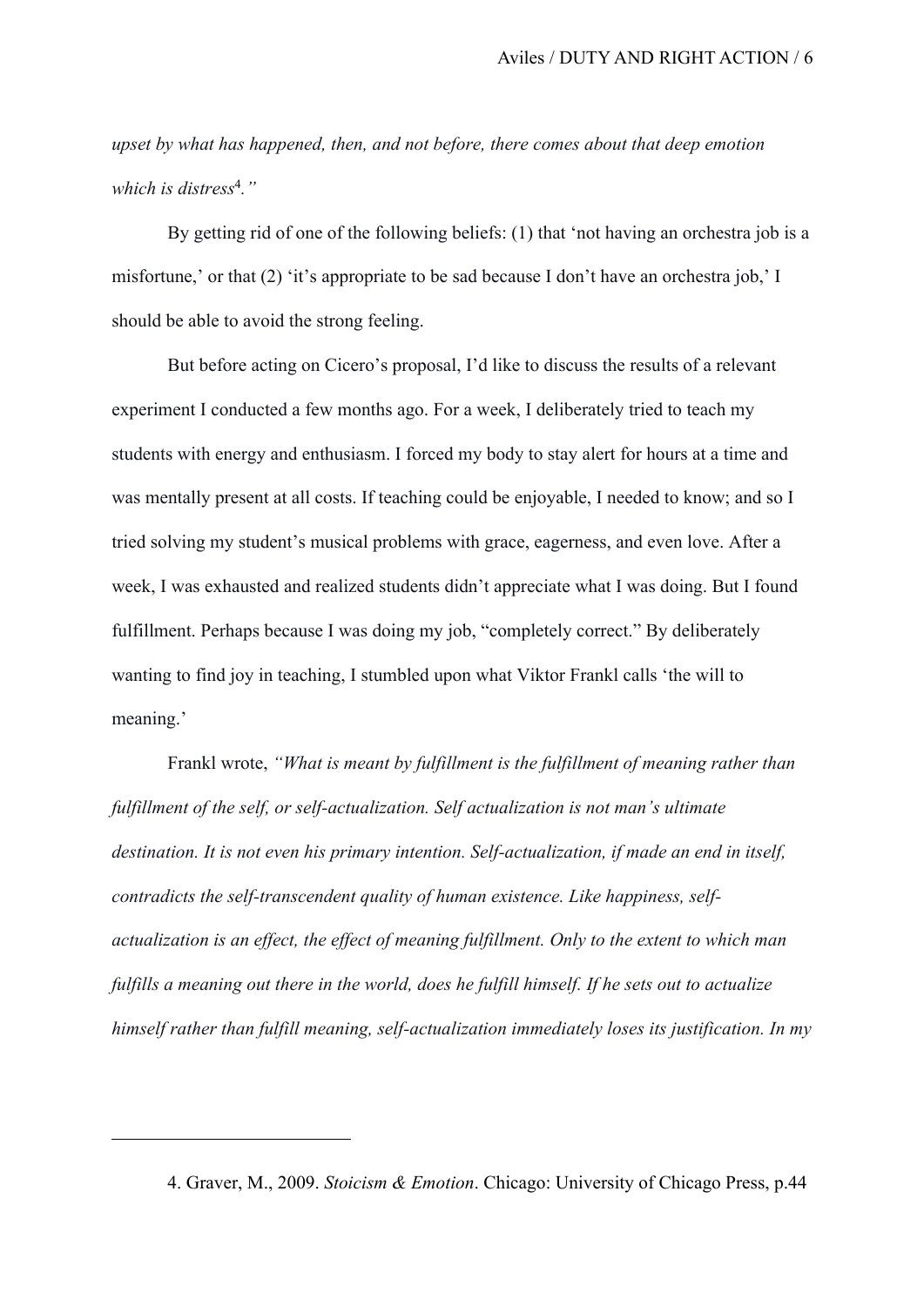*upset by what has happened, then, and not before, there comes about that deep emotion which is distress*[4]*."*

By getting rid of one of the following beliefs: (1) that 'not having an orchestra job is a misfortune,' or that (2) 'it's appropriate to be sad because I don't have an orchestra job,' I should be able to avoid the strong feeling.

But before acting on Cicero's proposal, I'd like to discuss the results of a relevant experiment I conducted a few months ago. For a week, I deliberately tried to teach my students with energy and enthusiasm. I forced my body to stay alert for hours at a time and was mentally present at all costs. If teaching could be enjoyable, I needed to know; and so I tried solving my student's musical problems with grace, eagerness, and even love. After a week, I was exhausted and realized students didn't appreciate what I was doing. But I found fulfillment. Perhaps because I was doing my job, "completely correct." By deliberately wanting to find joy in teaching, I stumbled upon what Viktor Frankl calls 'the will to meaning.'

Frankl wrote, *"What is meant by fulfillment is the fulfillment of meaning rather than fulfillment of the self, or self-actualization. Self actualization is not man's ultimate destination. It is not even his primary intention. Self-actualization, if made an end in itself, contradicts the self-transcendent quality of human existence. Like happiness, self-actualization is an effect, the effect of meaning fulfillment. Only to the extent to which man fulfills a meaning out there in the world, does he fulfill himself. If he sets out to actualize himself rather than fulfill meaning, self-actualization immediately loses its justification. In my*

---

4. Graver, M., 2009. *Stoicism & Emotion*. Chicago: University of Chicago Press, p.44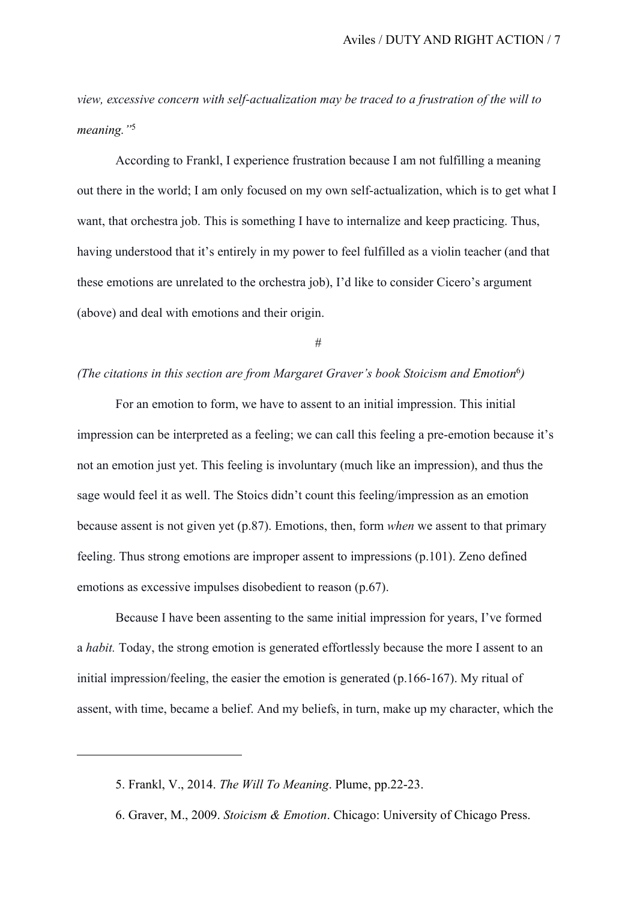*view, excessive concern with self-actualization may be traced to a frustration of the will to meaning."*[5]

According to Frankl, I experience frustration because I am not fulfilling a meaning out there in the world; I am only focused on my own self-actualization, which is to get what I want, that orchestra job. This is something I have to internalize and keep practicing. Thus, having understood that it's entirely in my power to feel fulfilled as a violin teacher (and that these emotions are unrelated to the orchestra job), I'd like to consider Cicero's argument (above) and deal with emotions and their origin.

#

*(The citations in this section are from Margaret Graver's book Stoicism and Emotion*[6]*)*

For an emotion to form, we have to assent to an initial impression. This initial impression can be interpreted as a feeling; we can call this feeling a pre-emotion because it's not an emotion just yet. This feeling is involuntary (much like an impression), and thus the sage would feel it as well. The Stoics didn't count this feeling/impression as an emotion because assent is not given yet (p.87). Emotions, then, form *when* we assent to that primary feeling. Thus strong emotions are improper assent to impressions (p.101). Zeno defined emotions as excessive impulses disobedient to reason (p.67).

Because I have been assenting to the same initial impression for years, I've formed a *habit.* Today, the strong emotion is generated effortlessly because the more I assent to an initial impression/feeling, the easier the emotion is generated (p.166-167). My ritual of assent, with time, became a belief. And my beliefs, in turn, make up my character, which the

---

5. Frankl, V., 2014. *The Will To Meaning*. Plume, pp.22-23.

6. Graver, M., 2009. *Stoicism & Emotion*. Chicago: University of Chicago Press.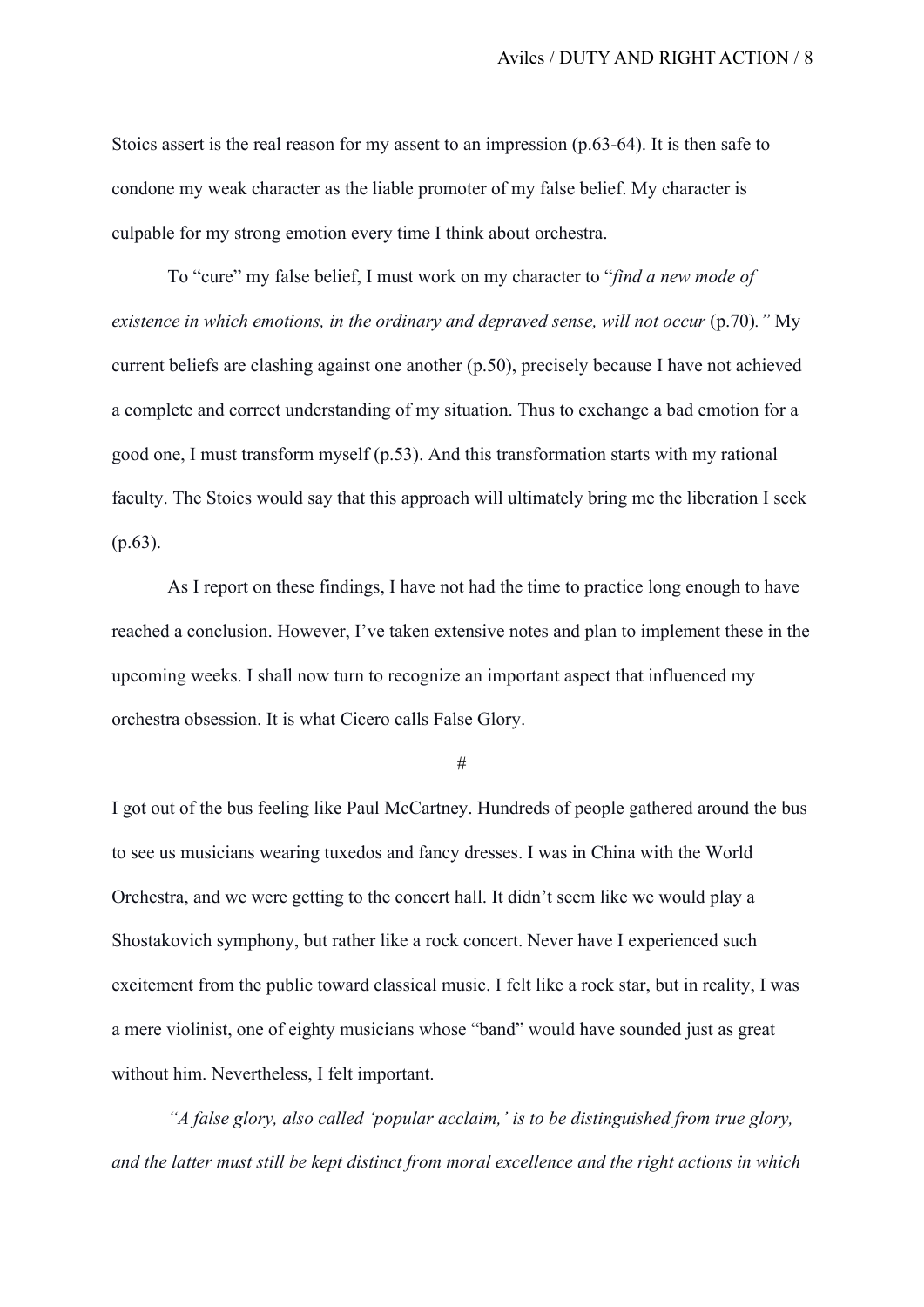Stoics assert is the real reason for my assent to an impression (p.63-64). It is then safe to condone my weak character as the liable promoter of my false belief. My character is culpable for my strong emotion every time I think about orchestra.

To "cure" my false belief, I must work on my character to "*find a new mode of existence in which emotions, in the ordinary and depraved sense, will not occur* (p.70)*.*" My current beliefs are clashing against one another (p.50), precisely because I have not achieved a complete and correct understanding of my situation. Thus to exchange a bad emotion for a good one, I must transform myself (p.53). And this transformation starts with my rational faculty. The Stoics would say that this approach will ultimately bring me the liberation I seek (p.63).

As I report on these findings, I have not had the time to practice long enough to have reached a conclusion. However, I've taken extensive notes and plan to implement these in the upcoming weeks. I shall now turn to recognize an important aspect that influenced my orchestra obsession. It is what Cicero calls False Glory.

#

I got out of the bus feeling like Paul McCartney. Hundreds of people gathered around the bus to see us musicians wearing tuxedos and fancy dresses. I was in China with the World Orchestra, and we were getting to the concert hall. It didn't seem like we would play a Shostakovich symphony, but rather like a rock concert. Never have I experienced such excitement from the public toward classical music. I felt like a rock star, but in reality, I was a mere violinist, one of eighty musicians whose "band" would have sounded just as great without him. Nevertheless, I felt important.

*"A false glory, also called 'popular acclaim,' is to be distinguished from true glory, and the latter must still be kept distinct from moral excellence and the right actions in which*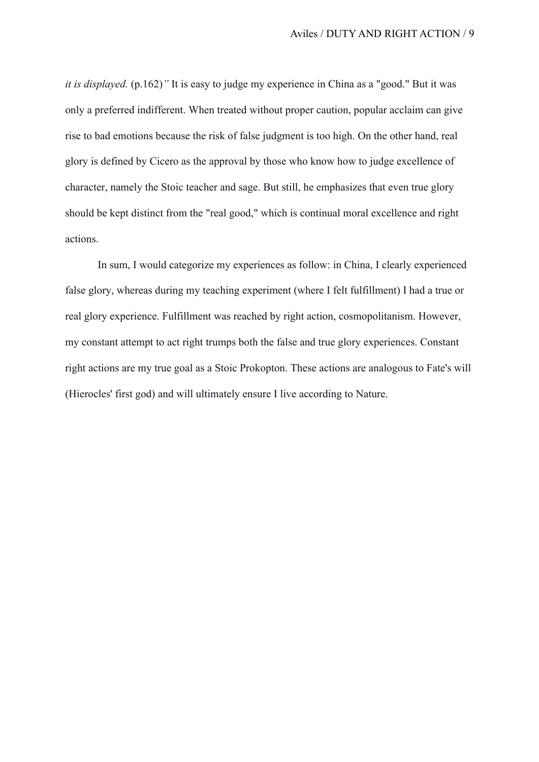*it is displayed.* (p.162)*"* It is easy to judge my experience in China as a "good." But it was only a preferred indifferent. When treated without proper caution, popular acclaim can give rise to bad emotions because the risk of false judgment is too high. On the other hand, real glory is defined by Cicero as the approval by those who know how to judge excellence of character, namely the Stoic teacher and sage. But still, he emphasizes that even true glory should be kept distinct from the "real good," which is continual moral excellence and right actions.

In sum, I would categorize my experiences as follow: in China, I clearly experienced false glory, whereas during my teaching experiment (where I felt fulfillment) I had a true or real glory experience. Fulfillment was reached by right action, cosmopolitanism. However, my constant attempt to act right trumps both the false and true glory experiences. Constant right actions are my true goal as a Stoic Prokopton. These actions are analogous to Fate's will (Hierocles' first god) and will ultimately ensure I live according to Nature.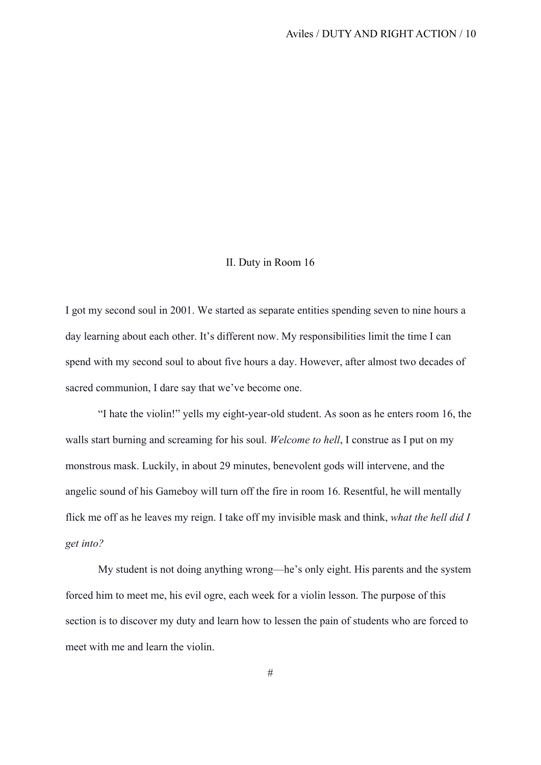## II. Duty in Room 16

I got my second soul in 2001. We started as separate entities spending seven to nine hours a day learning about each other. It's different now. My responsibilities limit the time I can spend with my second soul to about five hours a day. However, after almost two decades of sacred communion, I dare say that we've become one.

"I hate the violin!" yells my eight-year-old student. As soon as he enters room 16, the walls start burning and screaming for his soul. *Welcome to hell*, I construe as I put on my monstrous mask. Luckily, in about 29 minutes, benevolent gods will intervene, and the angelic sound of his Gameboy will turn off the fire in room 16. Resentful, he will mentally flick me off as he leaves my reign. I take off my invisible mask and think, *what the hell did I get into?*

My student is not doing anything wrong—he's only eight. His parents and the system forced him to meet me, his evil ogre, each week for a violin lesson. The purpose of this section is to discover my duty and learn how to lessen the pain of students who are forced to meet with me and learn the violin.

#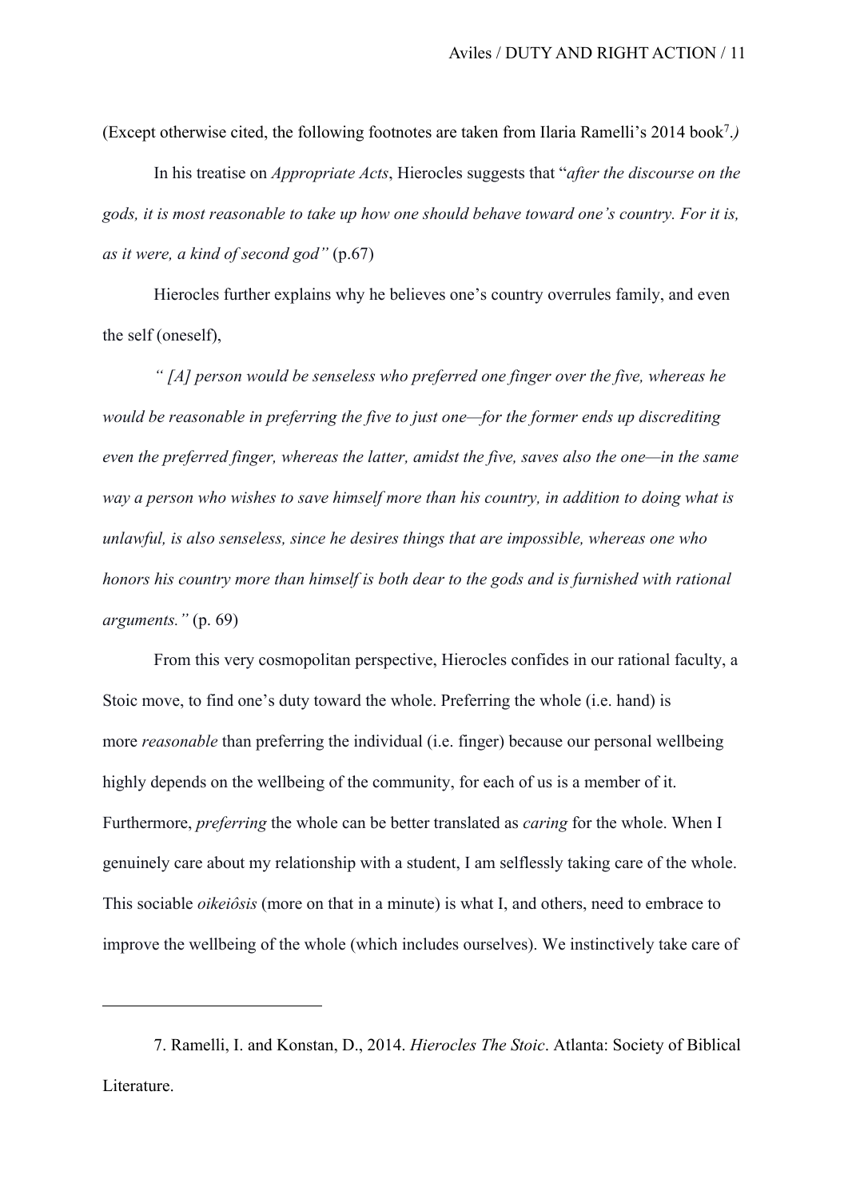(Except otherwise cited, the following footnotes are taken from Ilaria Ramelli's 2014 book[7]*.)*

In his treatise on *Appropriate Acts*, Hierocles suggests that "*after the discourse on the gods, it is most reasonable to take up how one should behave toward one's country. For it is, as it were, a kind of second god"* (p.67)

Hierocles further explains why he believes one's country overrules family, and even the self (oneself),

*" [A] person would be senseless who preferred one finger over the five, whereas he would be reasonable in preferring the five to just one—for the former ends up discrediting even the preferred finger, whereas the latter, amidst the five, saves also the one—in the same way a person who wishes to save himself more than his country, in addition to doing what is unlawful, is also senseless, since he desires things that are impossible, whereas one who honors his country more than himself is both dear to the gods and is furnished with rational arguments."* (p. 69)

From this very cosmopolitan perspective, Hierocles confides in our rational faculty, a Stoic move, to find one's duty toward the whole. Preferring the whole (i.e. hand) is more *reasonable* than preferring the individual (i.e. finger) because our personal wellbeing highly depends on the wellbeing of the community, for each of us is a member of it. Furthermore, *preferring* the whole can be better translated as *caring* for the whole. When I genuinely care about my relationship with a student, I am selflessly taking care of the whole. This sociable *oikeiôsis* (more on that in a minute) is what I, and others, need to embrace to improve the wellbeing of the whole (which includes ourselves). We instinctively take care of

---

7. Ramelli, I. and Konstan, D., 2014. *Hierocles The Stoic*. Atlanta: Society of Biblical Literature.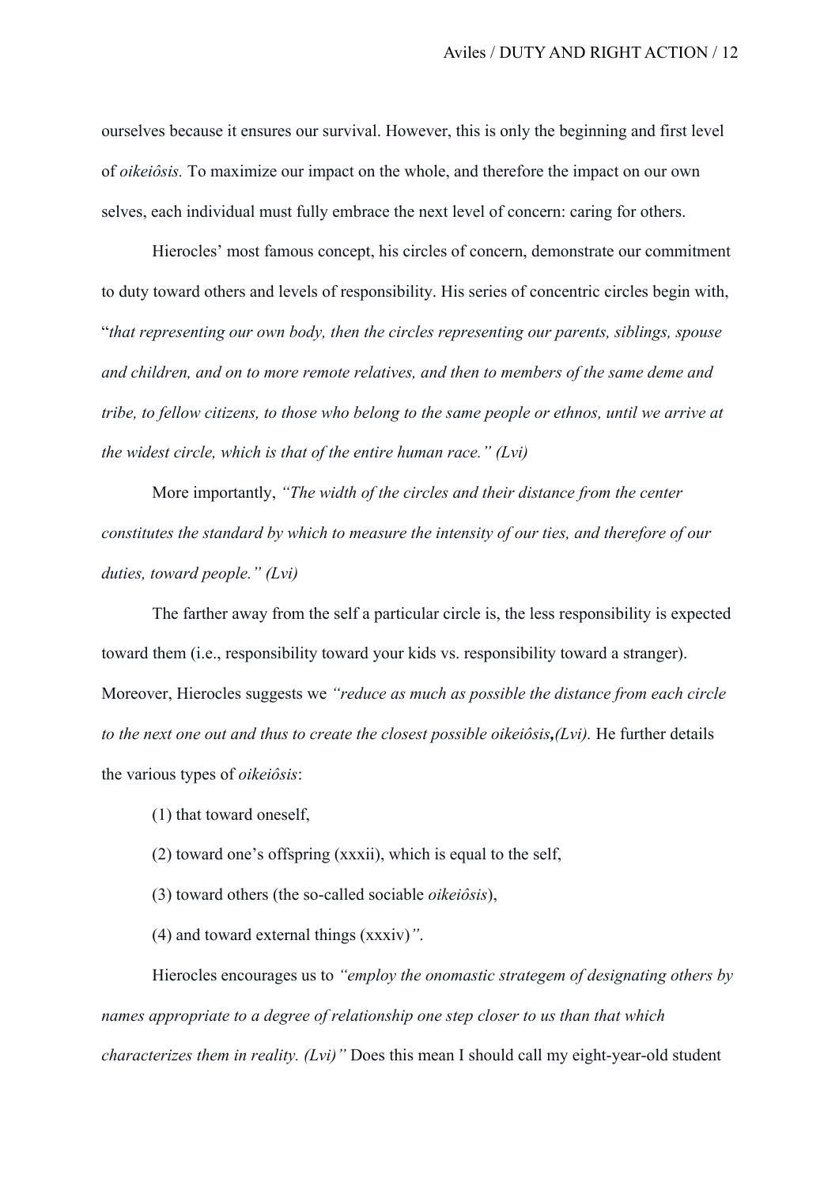ourselves because it ensures our survival. However, this is only the beginning and first level of *oikeiôsis.* To maximize our impact on the whole, and therefore the impact on our own selves, each individual must fully embrace the next level of concern: caring for others.

Hierocles' most famous concept, his circles of concern, demonstrate our commitment to duty toward others and levels of responsibility. His series of concentric circles begin with, "*that representing our own body, then the circles representing our parents, siblings, spouse and children, and on to more remote relatives, and then to members of the same deme and tribe, to fellow citizens, to those who belong to the same people or ethnos, until we arrive at the widest circle, which is that of the entire human race." (Lvi)*

More importantly, *"The width of the circles and their distance from the center constitutes the standard by which to measure the intensity of our ties, and therefore of our duties, toward people." (Lvi)*

The farther away from the self a particular circle is, the less responsibility is expected toward them (i.e., responsibility toward your kids vs. responsibility toward a stranger). Moreover, Hierocles suggests we *"reduce as much as possible the distance from each circle to the next one out and thus to create the closest possible oikeiôsis*,*(Lvi).* He further details the various types of *oikeiôsis*:

(1) that toward oneself,

(2) toward one's offspring (xxxii), which is equal to the self,

(3) toward others (the so-called sociable *oikeiôsis*),

(4) and toward external things (xxxiv)*"*.

Hierocles encourages us to *"employ the onomastic strategem of designating others by names appropriate to a degree of relationship one step closer to us than that which characterizes them in reality. (Lvi)"* Does this mean I should call my eight-year-old student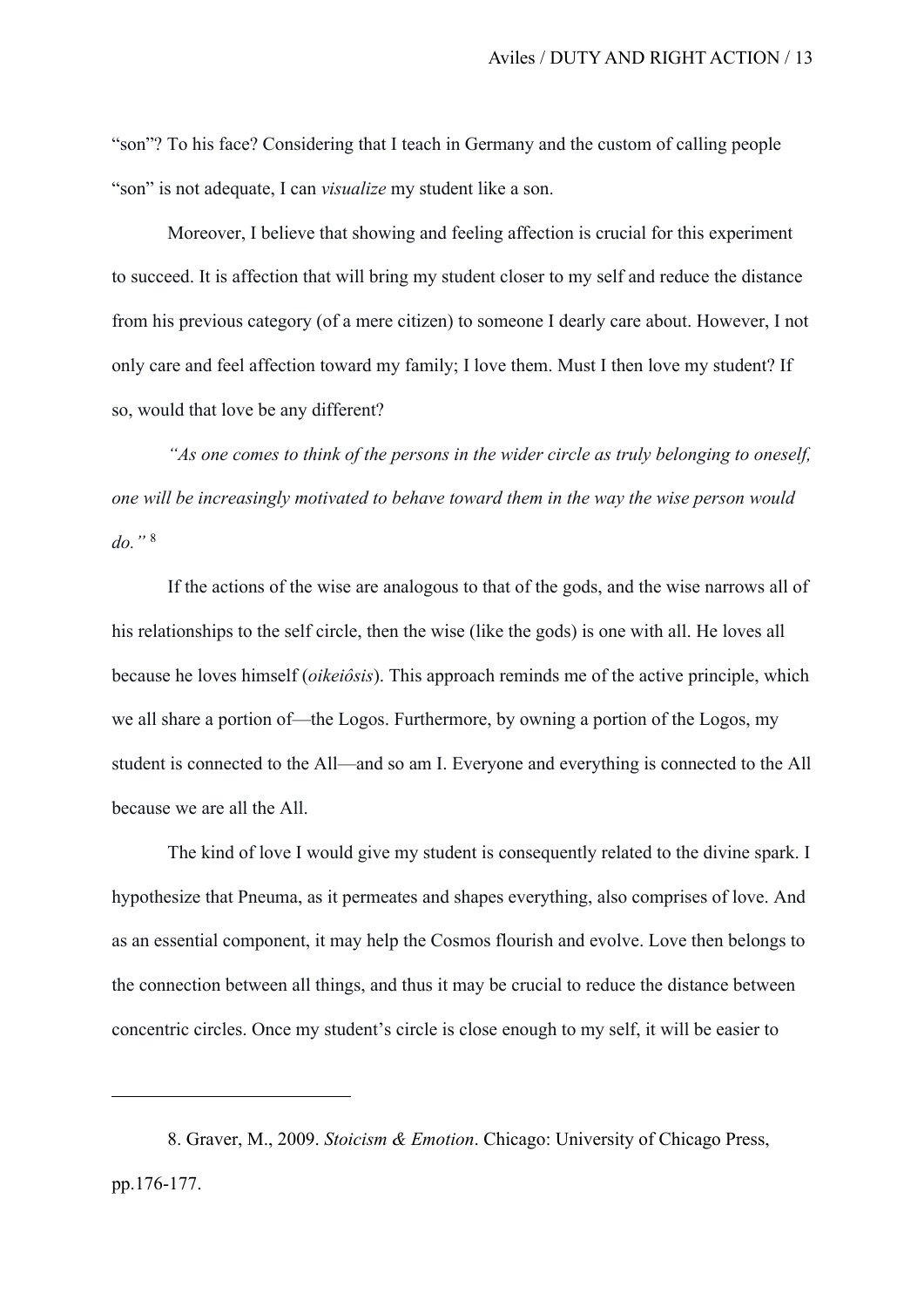"son"? To his face? Considering that I teach in Germany and the custom of calling people "son" is not adequate, I can *visualize* my student like a son.

Moreover, I believe that showing and feeling affection is crucial for this experiment to succeed. It is affection that will bring my student closer to my self and reduce the distance from his previous category (of a mere citizen) to someone I dearly care about. However, I not only care and feel affection toward my family; I love them. Must I then love my student? If so, would that love be any different?

*"As one comes to think of the persons in the wider circle as truly belonging to oneself, one will be increasingly motivated to behave toward them in the way the wise person would do."* [8]

If the actions of the wise are analogous to that of the gods, and the wise narrows all of his relationships to the self circle, then the wise (like the gods) is one with all. He loves all because he loves himself (*oikeiôsis*). This approach reminds me of the active principle, which we all share a portion of—the Logos. Furthermore, by owning a portion of the Logos, my student is connected to the All—and so am I. Everyone and everything is connected to the All because we are all the All.

The kind of love I would give my student is consequently related to the divine spark. I hypothesize that Pneuma, as it permeates and shapes everything, also comprises of love. And as an essential component, it may help the Cosmos flourish and evolve. Love then belongs to the connection between all things, and thus it may be crucial to reduce the distance between concentric circles. Once my student's circle is close enough to my self, it will be easier to

---

8. Graver, M., 2009. *Stoicism & Emotion*. Chicago: University of Chicago Press, pp.176-177.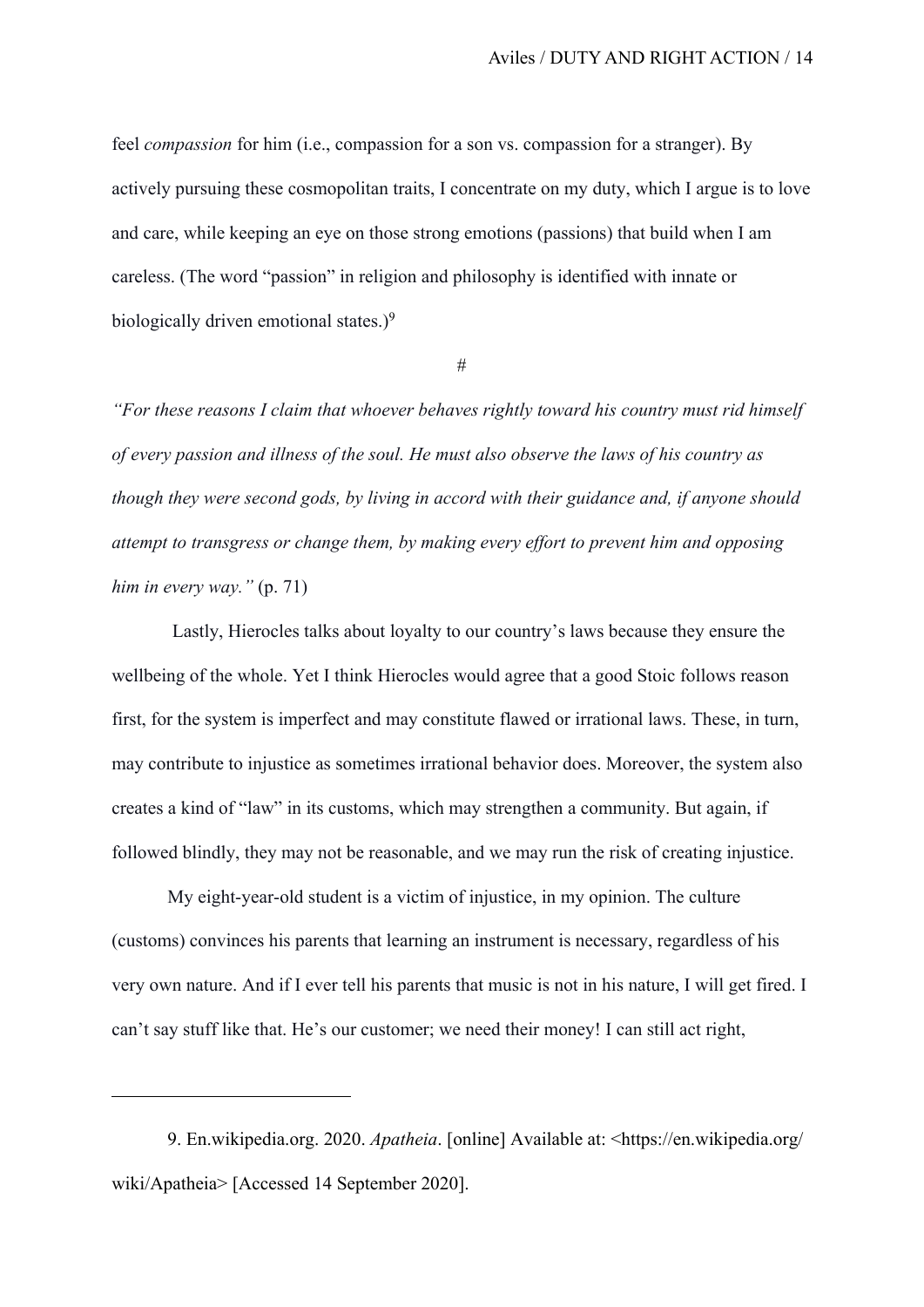feel *compassion* for him (i.e., compassion for a son vs. compassion for a stranger). By actively pursuing these cosmopolitan traits, I concentrate on my duty, which I argue is to love and care, while keeping an eye on those strong emotions (passions) that build when I am careless. (The word "passion" in religion and philosophy is identified with innate or biologically driven emotional states.)[9]

#

*"For these reasons I claim that whoever behaves rightly toward his country must rid himself of every passion and illness of the soul. He must also observe the laws of his country as though they were second gods, by living in accord with their guidance and, if anyone should attempt to transgress or change them, by making every effort to prevent him and opposing him in every way."* (p. 71)

Lastly, Hierocles talks about loyalty to our country's laws because they ensure the wellbeing of the whole. Yet I think Hierocles would agree that a good Stoic follows reason first, for the system is imperfect and may constitute flawed or irrational laws. These, in turn, may contribute to injustice as sometimes irrational behavior does. Moreover, the system also creates a kind of "law" in its customs, which may strengthen a community. But again, if followed blindly, they may not be reasonable, and we may run the risk of creating injustice.

My eight-year-old student is a victim of injustice, in my opinion. The culture (customs) convinces his parents that learning an instrument is necessary, regardless of his very own nature. And if I ever tell his parents that music is not in his nature, I will get fired. I can't say stuff like that. He's our customer; we need their money! I can still act right,

---

9. En.wikipedia.org. 2020. *Apatheia*. [online] Available at: <https://en.wikipedia.org/wiki/Apatheia> [Accessed 14 September 2020].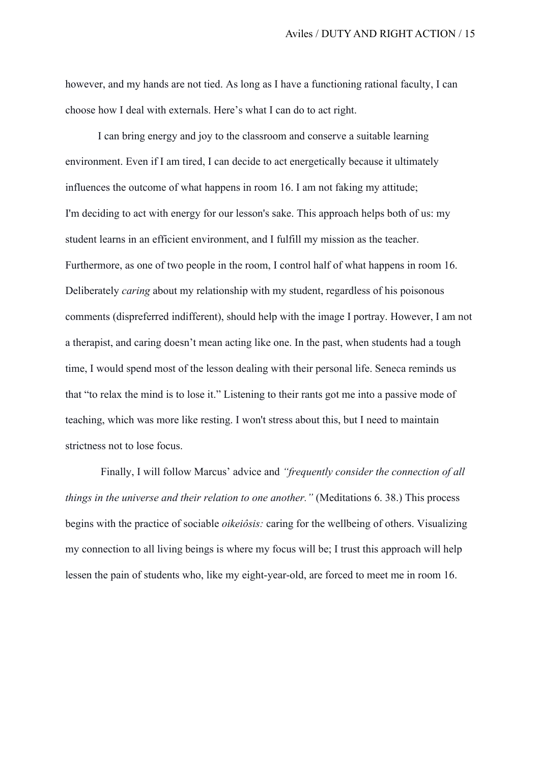however, and my hands are not tied. As long as I have a functioning rational faculty, I can choose how I deal with externals. Here's what I can do to act right.

I can bring energy and joy to the classroom and conserve a suitable learning environment. Even if I am tired, I can decide to act energetically because it ultimately influences the outcome of what happens in room 16. I am not faking my attitude; I'm deciding to act with energy for our lesson's sake. This approach helps both of us: my student learns in an efficient environment, and I fulfill my mission as the teacher. Furthermore, as one of two people in the room, I control half of what happens in room 16. Deliberately *caring* about my relationship with my student, regardless of his poisonous comments (dispreferred indifferent), should help with the image I portray. However, I am not a therapist, and caring doesn't mean acting like one. In the past, when students had a tough time, I would spend most of the lesson dealing with their personal life. Seneca reminds us that "to relax the mind is to lose it." Listening to their rants got me into a passive mode of teaching, which was more like resting. I won't stress about this, but I need to maintain strictness not to lose focus.

Finally, I will follow Marcus' advice and *"frequently consider the connection of all things in the universe and their relation to one another."* (Meditations 6. 38.) This process begins with the practice of sociable *oikeiôsis:* caring for the wellbeing of others. Visualizing my connection to all living beings is where my focus will be; I trust this approach will help lessen the pain of students who, like my eight-year-old, are forced to meet me in room 16.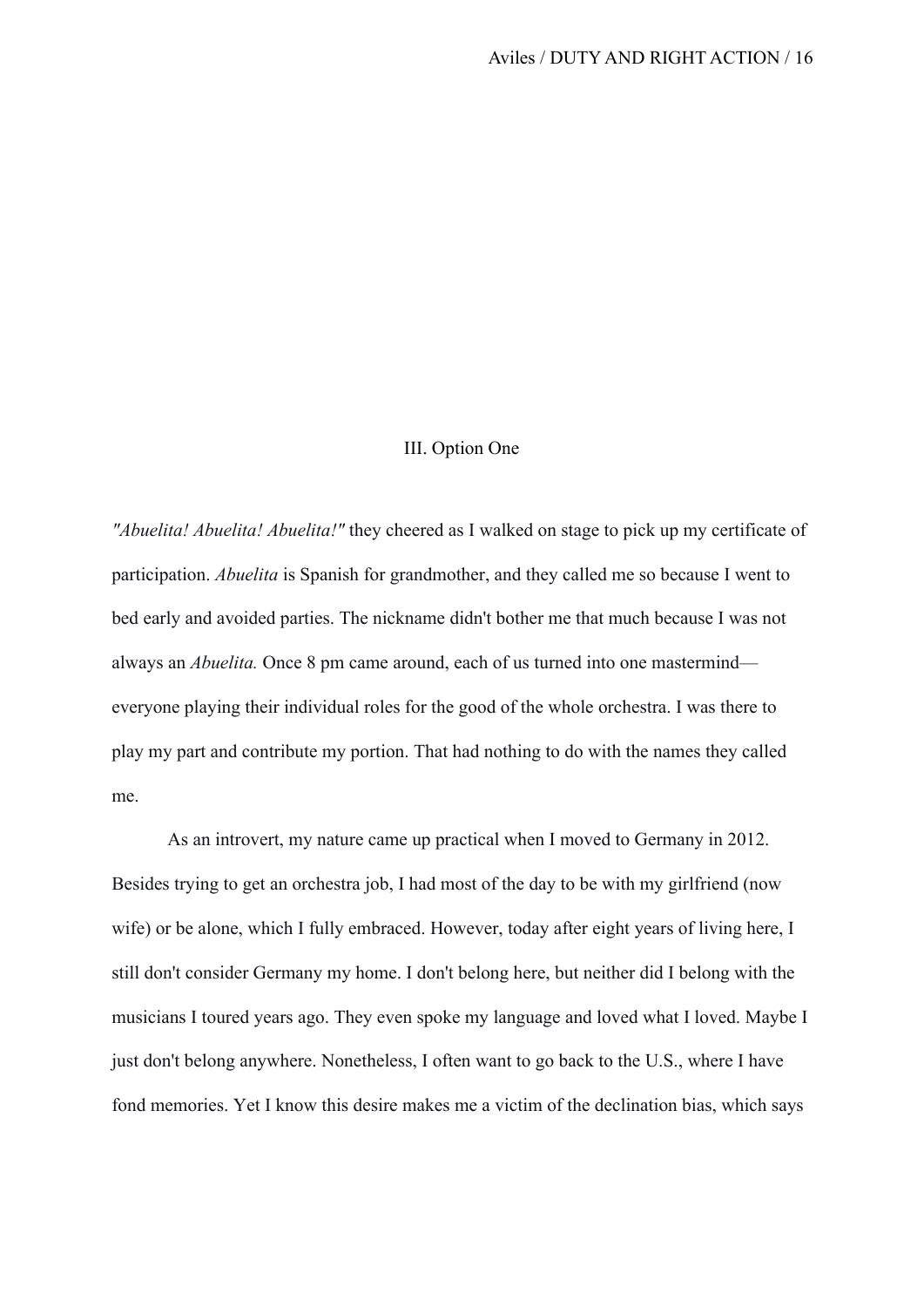## III. Option One

*"Abuelita! Abuelita! Abuelita!"* they cheered as I walked on stage to pick up my certificate of participation. *Abuelita* is Spanish for grandmother, and they called me so because I went to bed early and avoided parties. The nickname didn't bother me that much because I was not always an *Abuelita.* Once 8 pm came around, each of us turned into one mastermind—everyone playing their individual roles for the good of the whole orchestra. I was there to play my part and contribute my portion. That had nothing to do with the names they called me.

As an introvert, my nature came up practical when I moved to Germany in 2012. Besides trying to get an orchestra job, I had most of the day to be with my girlfriend (now wife) or be alone, which I fully embraced. However, today after eight years of living here, I still don't consider Germany my home. I don't belong here, but neither did I belong with the musicians I toured years ago. They even spoke my language and loved what I loved. Maybe I just don't belong anywhere. Nonetheless, I often want to go back to the U.S., where I have fond memories. Yet I know this desire makes me a victim of the declination bias, which says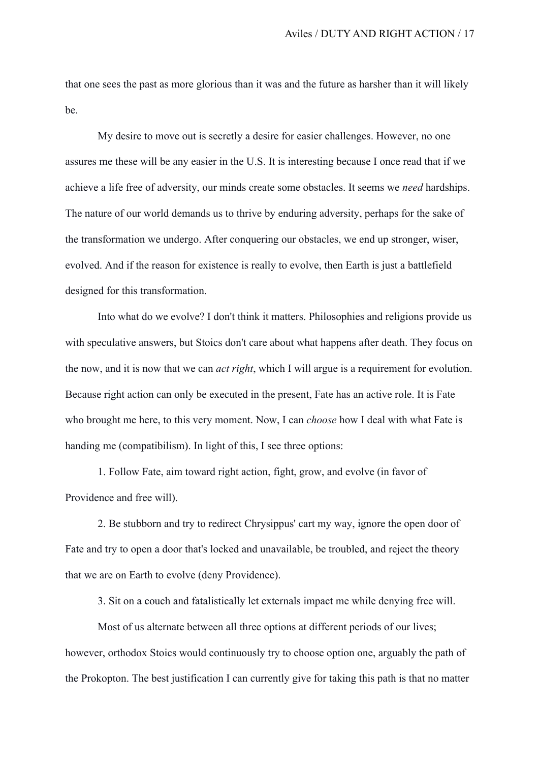that one sees the past as more glorious than it was and the future as harsher than it will likely be.

My desire to move out is secretly a desire for easier challenges. However, no one assures me these will be any easier in the U.S. It is interesting because I once read that if we achieve a life free of adversity, our minds create some obstacles. It seems we *need* hardships. The nature of our world demands us to thrive by enduring adversity, perhaps for the sake of the transformation we undergo. After conquering our obstacles, we end up stronger, wiser, evolved. And if the reason for existence is really to evolve, then Earth is just a battlefield designed for this transformation.

Into what do we evolve? I don't think it matters. Philosophies and religions provide us with speculative answers, but Stoics don't care about what happens after death. They focus on the now, and it is now that we can *act right*, which I will argue is a requirement for evolution. Because right action can only be executed in the present, Fate has an active role. It is Fate who brought me here, to this very moment. Now, I can *choose* how I deal with what Fate is handing me (compatibilism). In light of this, I see three options:

1. Follow Fate, aim toward right action, fight, grow, and evolve (in favor of Providence and free will).

2. Be stubborn and try to redirect Chrysippus' cart my way, ignore the open door of Fate and try to open a door that's locked and unavailable, be troubled, and reject the theory that we are on Earth to evolve (deny Providence).

3. Sit on a couch and fatalistically let externals impact me while denying free will.

Most of us alternate between all three options at different periods of our lives; however, orthodox Stoics would continuously try to choose option one, arguably the path of the Prokopton. The best justification I can currently give for taking this path is that no matter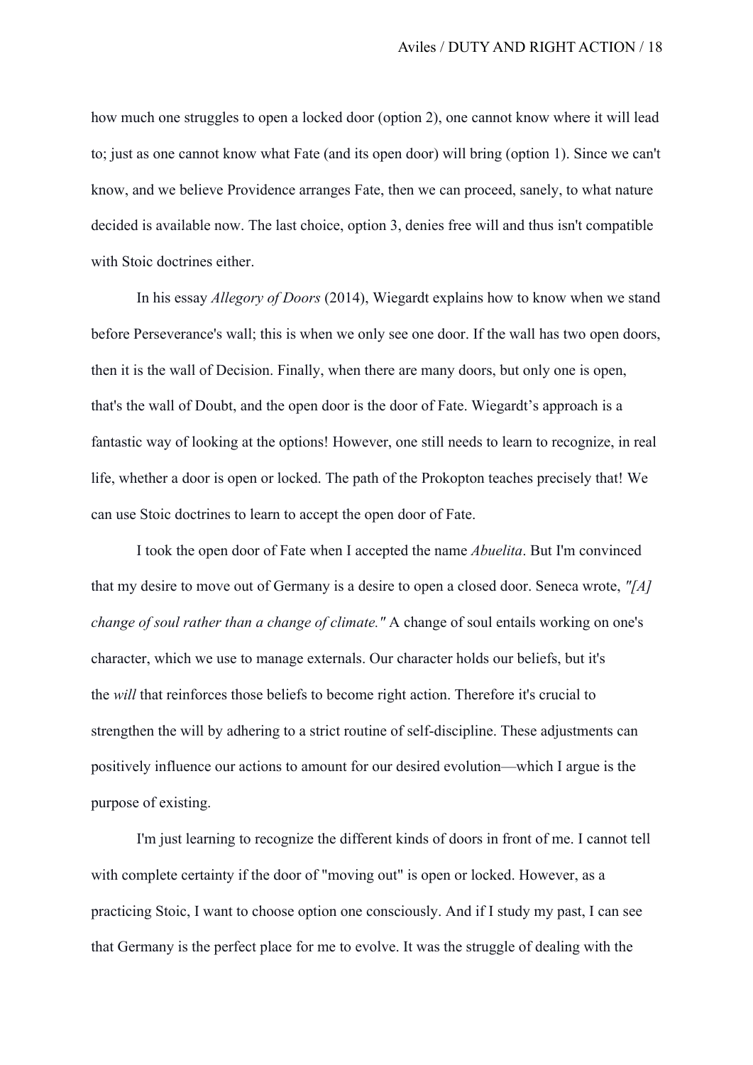how much one struggles to open a locked door (option 2), one cannot know where it will lead to; just as one cannot know what Fate (and its open door) will bring (option 1). Since we can't know, and we believe Providence arranges Fate, then we can proceed, sanely, to what nature decided is available now. The last choice, option 3, denies free will and thus isn't compatible with Stoic doctrines either.

In his essay *Allegory of Doors* (2014), Wiegardt explains how to know when we stand before Perseverance's wall; this is when we only see one door. If the wall has two open doors, then it is the wall of Decision. Finally, when there are many doors, but only one is open, that's the wall of Doubt, and the open door is the door of Fate. Wiegardt's approach is a fantastic way of looking at the options! However, one still needs to learn to recognize, in real life, whether a door is open or locked. The path of the Prokopton teaches precisely that! We can use Stoic doctrines to learn to accept the open door of Fate.

I took the open door of Fate when I accepted the name *Abuelita*. But I'm convinced that my desire to move out of Germany is a desire to open a closed door. Seneca wrote, *"[A] change of soul rather than a change of climate."* A change of soul entails working on one's character, which we use to manage externals. Our character holds our beliefs, but it's the *will* that reinforces those beliefs to become right action. Therefore it's crucial to strengthen the will by adhering to a strict routine of self-discipline. These adjustments can positively influence our actions to amount for our desired evolution—which I argue is the purpose of existing.

I'm just learning to recognize the different kinds of doors in front of me. I cannot tell with complete certainty if the door of "moving out" is open or locked. However, as a practicing Stoic, I want to choose option one consciously. And if I study my past, I can see that Germany is the perfect place for me to evolve. It was the struggle of dealing with the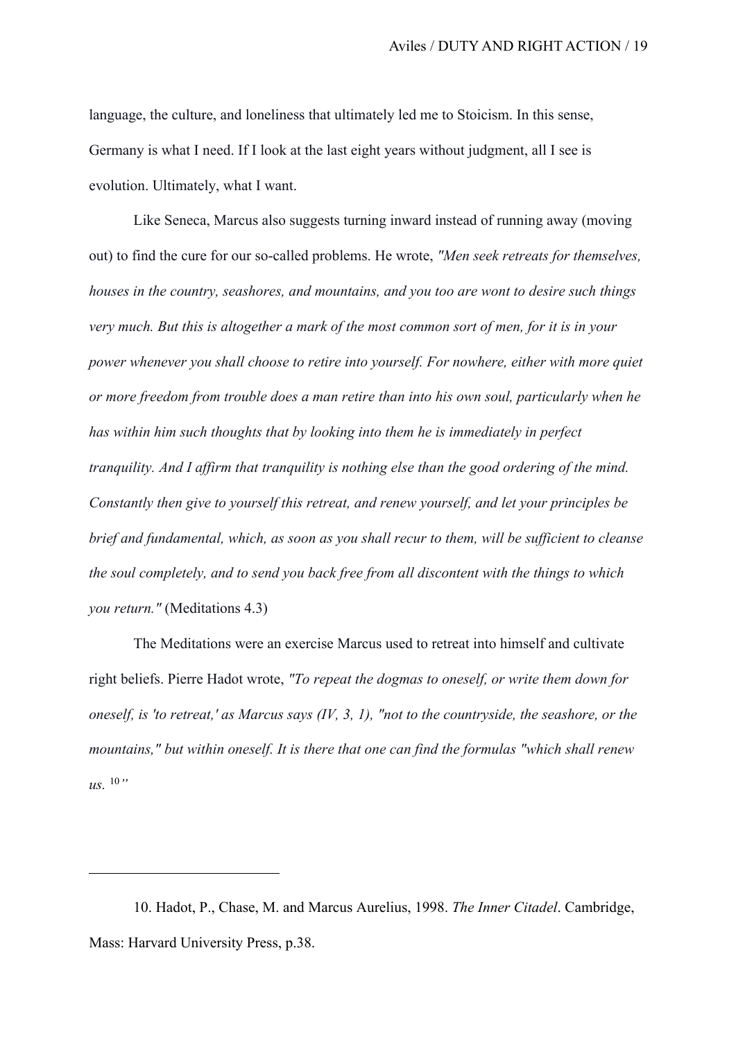language, the culture, and loneliness that ultimately led me to Stoicism. In this sense, Germany is what I need. If I look at the last eight years without judgment, all I see is evolution. Ultimately, what I want.

Like Seneca, Marcus also suggests turning inward instead of running away (moving out) to find the cure for our so-called problems. He wrote, *"Men seek retreats for themselves, houses in the country, seashores, and mountains, and you too are wont to desire such things very much. But this is altogether a mark of the most common sort of men, for it is in your power whenever you shall choose to retire into yourself. For nowhere, either with more quiet or more freedom from trouble does a man retire than into his own soul, particularly when he has within him such thoughts that by looking into them he is immediately in perfect tranquility. And I affirm that tranquility is nothing else than the good ordering of the mind. Constantly then give to yourself this retreat, and renew yourself, and let your principles be brief and fundamental, which, as soon as you shall recur to them, will be sufficient to cleanse the soul completely, and to send you back free from all discontent with the things to which you return."* (Meditations 4.3)

The Meditations were an exercise Marcus used to retreat into himself and cultivate right beliefs. Pierre Hadot wrote, *"To repeat the dogmas to oneself, or write them down for oneself, is 'to retreat,' as Marcus says (IV, 3, 1), "not to the countryside, the seashore, or the mountains," but within oneself. It is there that one can find the formulas "which shall renew us.* [10]*"*

---

10. Hadot, P., Chase, M. and Marcus Aurelius, 1998. *The Inner Citadel*. Cambridge, Mass: Harvard University Press, p.38.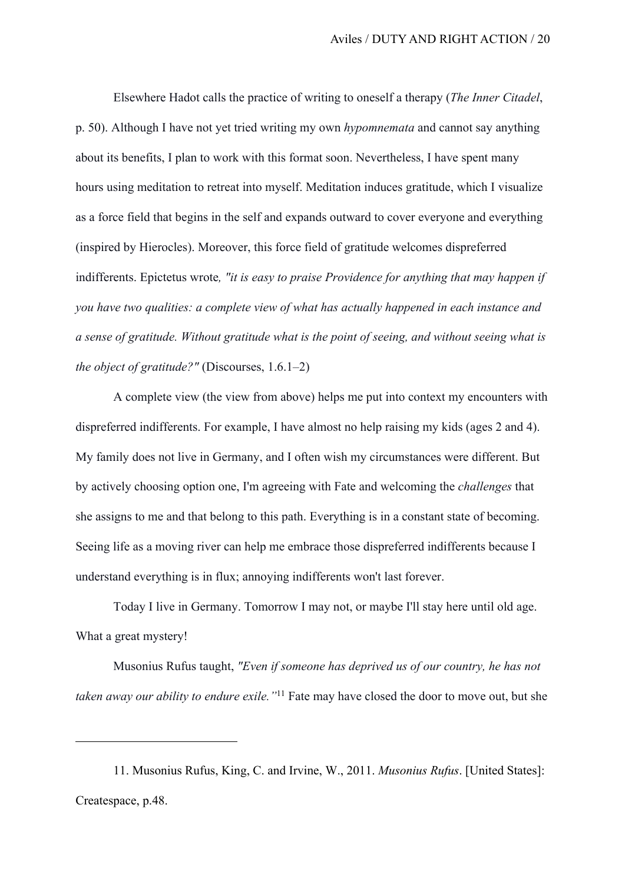Elsewhere Hadot calls the practice of writing to oneself a therapy (*The Inner Citadel*, p. 50). Although I have not yet tried writing my own *hypomnemata* and cannot say anything about its benefits, I plan to work with this format soon. Nevertheless, I have spent many hours using meditation to retreat into myself. Meditation induces gratitude, which I visualize as a force field that begins in the self and expands outward to cover everyone and everything (inspired by Hierocles). Moreover, this force field of gratitude welcomes dispreferred indifferents. Epictetus wrote*, "it is easy to praise Providence for anything that may happen if you have two qualities: a complete view of what has actually happened in each instance and a sense of gratitude. Without gratitude what is the point of seeing, and without seeing what is the object of gratitude?"* (Discourses, 1.6.1–2)

A complete view (the view from above) helps me put into context my encounters with dispreferred indifferents. For example, I have almost no help raising my kids (ages 2 and 4). My family does not live in Germany, and I often wish my circumstances were different. But by actively choosing option one, I'm agreeing with Fate and welcoming the *challenges* that she assigns to me and that belong to this path. Everything is in a constant state of becoming. Seeing life as a moving river can help me embrace those dispreferred indifferents because I understand everything is in flux; annoying indifferents won't last forever.

Today I live in Germany. Tomorrow I may not, or maybe I'll stay here until old age. What a great mystery!

Musonius Rufus taught, *"Even if someone has deprived us of our country, he has not taken away our ability to endure exile."*[11] Fate may have closed the door to move out, but she

---

11. Musonius Rufus, King, C. and Irvine, W., 2011. *Musonius Rufus*. [United States]: Createspace, p.48.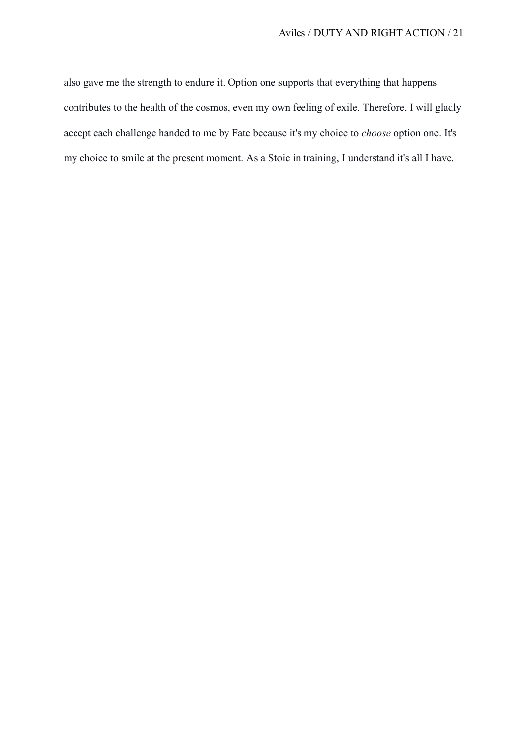also gave me the strength to endure it. Option one supports that everything that happens contributes to the health of the cosmos, even my own feeling of exile. Therefore, I will gladly accept each challenge handed to me by Fate because it's my choice to *choose* option one. It's my choice to smile at the present moment. As a Stoic in training, I understand it's all I have.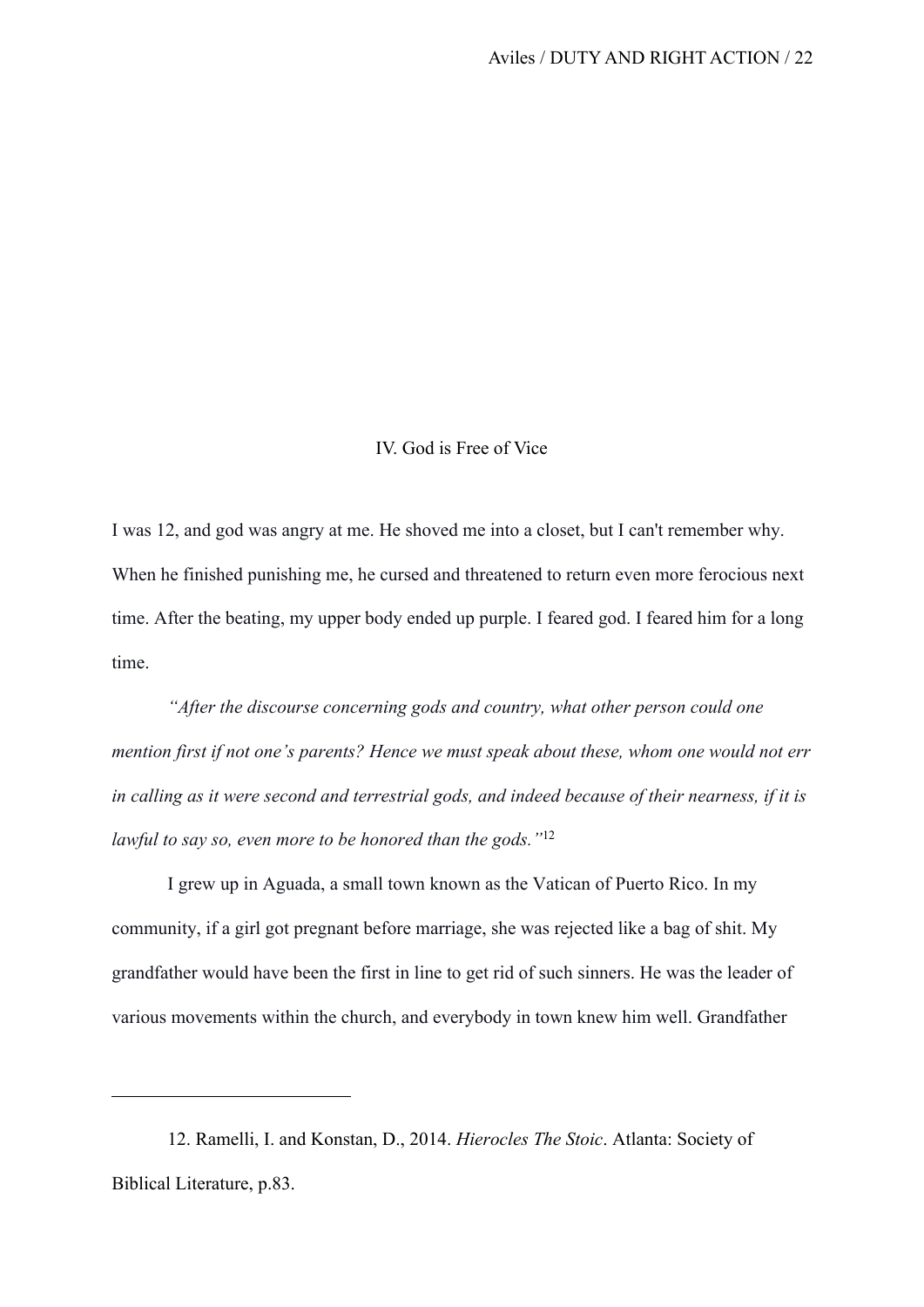## IV. God is Free of Vice

I was 12, and god was angry at me. He shoved me into a closet, but I can't remember why. When he finished punishing me, he cursed and threatened to return even more ferocious next time. After the beating, my upper body ended up purple. I feared god. I feared him for a long time.

*"After the discourse concerning gods and country, what other person could one mention first if not one's parents? Hence we must speak about these, whom one would not err in calling as it were second and terrestrial gods, and indeed because of their nearness, if it is lawful to say so, even more to be honored than the gods."*[12]

I grew up in Aguada, a small town known as the Vatican of Puerto Rico. In my community, if a girl got pregnant before marriage, she was rejected like a bag of shit. My grandfather would have been the first in line to get rid of such sinners. He was the leader of various movements within the church, and everybody in town knew him well. Grandfather

---

12. Ramelli, I. and Konstan, D., 2014. *Hierocles The Stoic*. Atlanta: Society of Biblical Literature, p.83.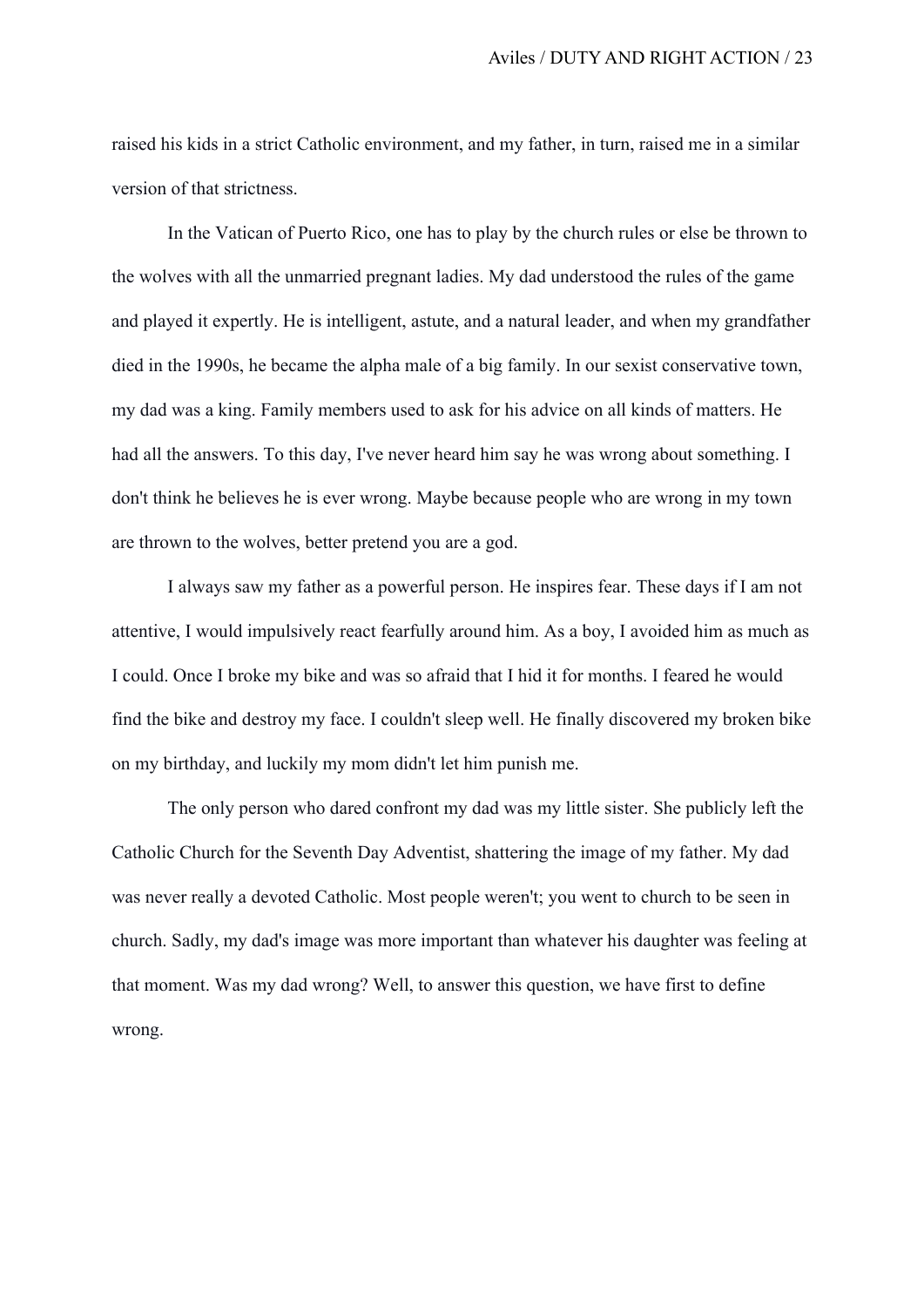raised his kids in a strict Catholic environment, and my father, in turn, raised me in a similar version of that strictness.

In the Vatican of Puerto Rico, one has to play by the church rules or else be thrown to the wolves with all the unmarried pregnant ladies. My dad understood the rules of the game and played it expertly. He is intelligent, astute, and a natural leader, and when my grandfather died in the 1990s, he became the alpha male of a big family. In our sexist conservative town, my dad was a king. Family members used to ask for his advice on all kinds of matters. He had all the answers. To this day, I've never heard him say he was wrong about something. I don't think he believes he is ever wrong. Maybe because people who are wrong in my town are thrown to the wolves, better pretend you are a god.

I always saw my father as a powerful person. He inspires fear. These days if I am not attentive, I would impulsively react fearfully around him. As a boy, I avoided him as much as I could. Once I broke my bike and was so afraid that I hid it for months. I feared he would find the bike and destroy my face. I couldn't sleep well. He finally discovered my broken bike on my birthday, and luckily my mom didn't let him punish me.

The only person who dared confront my dad was my little sister. She publicly left the Catholic Church for the Seventh Day Adventist, shattering the image of my father. My dad was never really a devoted Catholic. Most people weren't; you went to church to be seen in church. Sadly, my dad's image was more important than whatever his daughter was feeling at that moment. Was my dad wrong? Well, to answer this question, we have first to define wrong.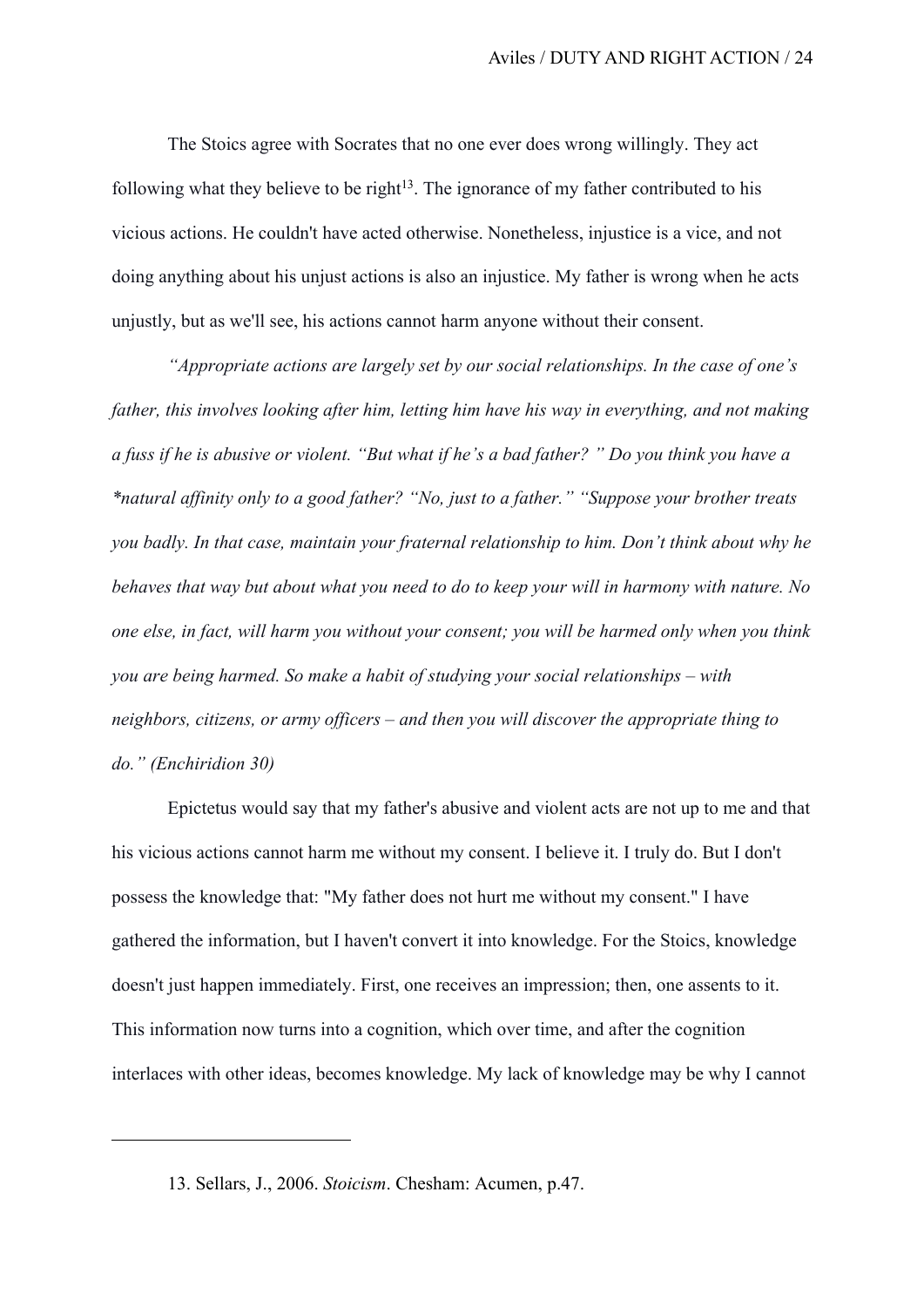The Stoics agree with Socrates that no one ever does wrong willingly. They act following what they believe to be right[13]. The ignorance of my father contributed to his vicious actions. He couldn't have acted otherwise. Nonetheless, injustice is a vice, and not doing anything about his unjust actions is also an injustice. My father is wrong when he acts unjustly, but as we'll see, his actions cannot harm anyone without their consent.

*"Appropriate actions are largely set by our social relationships. In the case of one's father, this involves looking after him, letting him have his way in everything, and not making a fuss if he is abusive or violent. "But what if he's a bad father? " Do you think you have a *natural affinity only to a good father? "No, just to a father." "Suppose your brother treats you badly. In that case, maintain your fraternal relationship to him. Don't think about why he behaves that way but about what you need to do to keep your will in harmony with nature. No one else, in fact, will harm you without your consent; you will be harmed only when you think you are being harmed. So make a habit of studying your social relationships – with neighbors, citizens, or army officers – and then you will discover the appropriate thing to do." (Enchiridion 30)*

Epictetus would say that my father's abusive and violent acts are not up to me and that his vicious actions cannot harm me without my consent. I believe it. I truly do. But I don't possess the knowledge that: "My father does not hurt me without my consent." I have gathered the information, but I haven't convert it into knowledge. For the Stoics, knowledge doesn't just happen immediately. First, one receives an impression; then, one assents to it. This information now turns into a cognition, which over time, and after the cognition interlaces with other ideas, becomes knowledge. My lack of knowledge may be why I cannot

---

13. Sellars, J., 2006. *Stoicism*. Chesham: Acumen, p.47.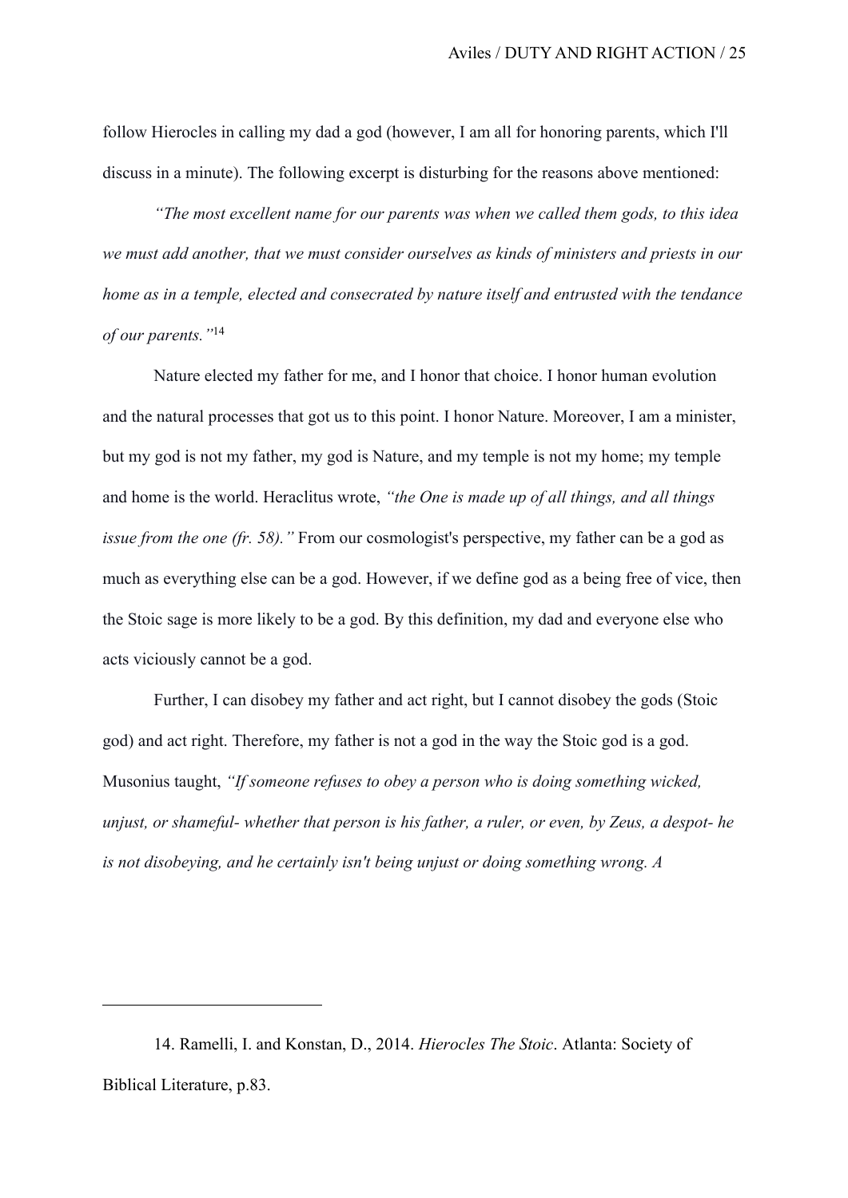follow Hierocles in calling my dad a god (however, I am all for honoring parents, which I'll discuss in a minute). The following excerpt is disturbing for the reasons above mentioned:

*"The most excellent name for our parents was when we called them gods, to this idea we must add another, that we must consider ourselves as kinds of ministers and priests in our home as in a temple, elected and consecrated by nature itself and entrusted with the tendance of our parents."*[14]

Nature elected my father for me, and I honor that choice. I honor human evolution and the natural processes that got us to this point. I honor Nature. Moreover, I am a minister, but my god is not my father, my god is Nature, and my temple is not my home; my temple and home is the world. Heraclitus wrote, *"the One is made up of all things, and all things issue from the one (fr. 58)."* From our cosmologist's perspective, my father can be a god as much as everything else can be a god. However, if we define god as a being free of vice, then the Stoic sage is more likely to be a god. By this definition, my dad and everyone else who acts viciously cannot be a god.

Further, I can disobey my father and act right, but I cannot disobey the gods (Stoic god) and act right. Therefore, my father is not a god in the way the Stoic god is a god. Musonius taught, *"If someone refuses to obey a person who is doing something wicked, unjust, or shameful- whether that person is his father, a ruler, or even, by Zeus, a despot- he is not disobeying, and he certainly isn't being unjust or doing something wrong. A*

---

14. Ramelli, I. and Konstan, D., 2014. *Hierocles The Stoic*. Atlanta: Society of Biblical Literature, p.83.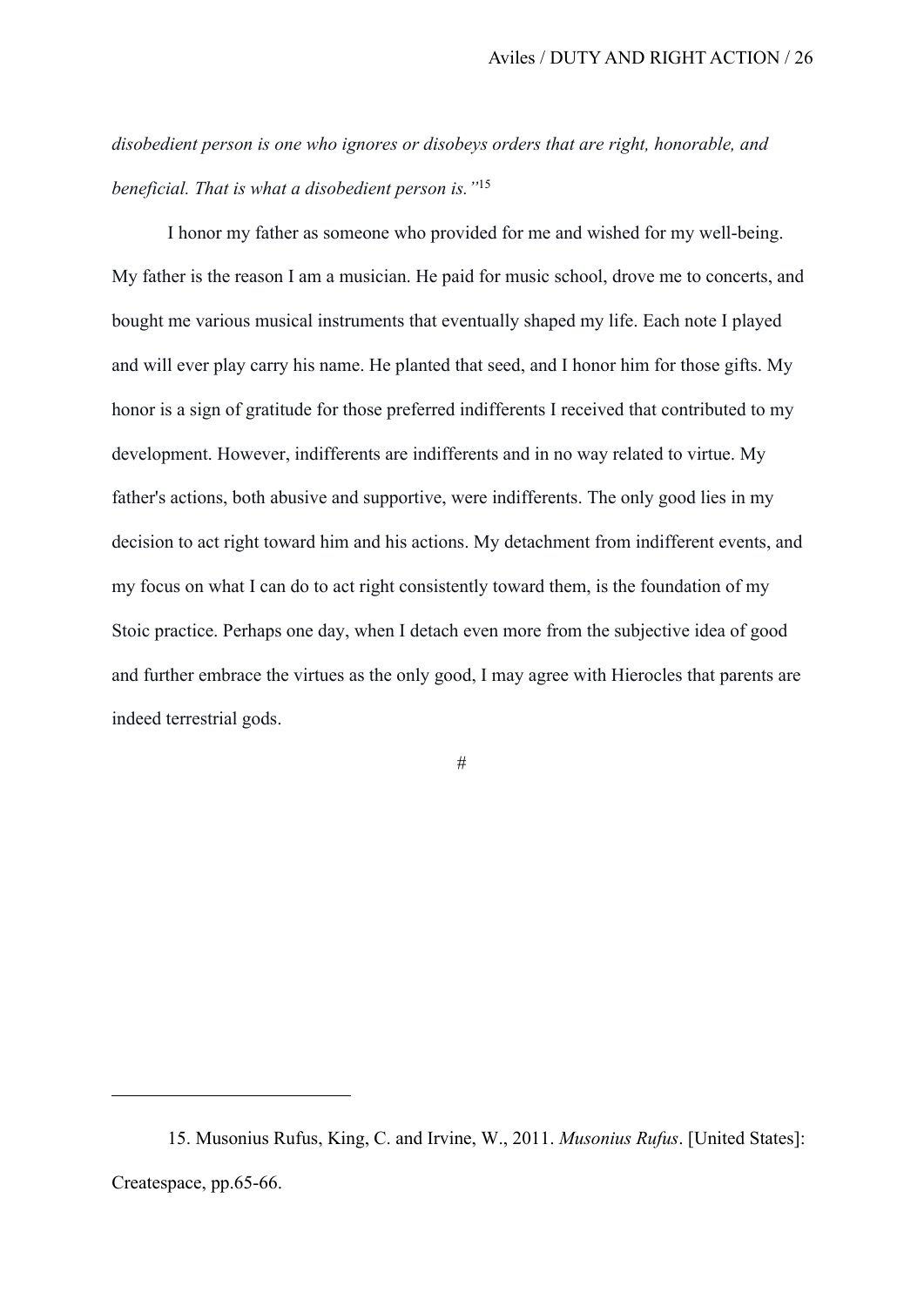*disobedient person is one who ignores or disobeys orders that are right, honorable, and beneficial. That is what a disobedient person is."*[15]

I honor my father as someone who provided for me and wished for my well-being. My father is the reason I am a musician. He paid for music school, drove me to concerts, and bought me various musical instruments that eventually shaped my life. Each note I played and will ever play carry his name. He planted that seed, and I honor him for those gifts. My honor is a sign of gratitude for those preferred indifferents I received that contributed to my development. However, indifferents are indifferents and in no way related to virtue. My father's actions, both abusive and supportive, were indifferents. The only good lies in my decision to act right toward him and his actions. My detachment from indifferent events, and my focus on what I can do to act right consistently toward them, is the foundation of my Stoic practice. Perhaps one day, when I detach even more from the subjective idea of good and further embrace the virtues as the only good, I may agree with Hierocles that parents are indeed terrestrial gods.

#

---

15. Musonius Rufus, King, C. and Irvine, W., 2011. *Musonius Rufus*. [United States]: Createspace, pp.65-66.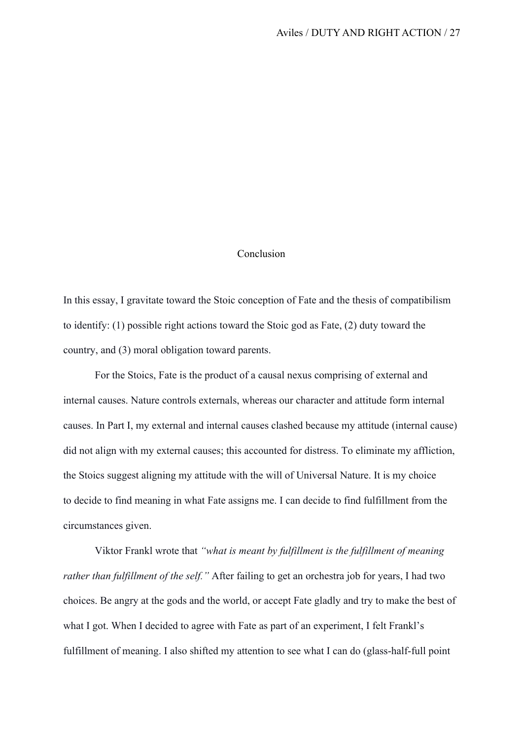# Conclusion

In this essay, I gravitate toward the Stoic conception of Fate and the thesis of compatibilism to identify: (1) possible right actions toward the Stoic god as Fate, (2) duty toward the country, and (3) moral obligation toward parents.

For the Stoics, Fate is the product of a causal nexus comprising of external and internal causes. Nature controls externals, whereas our character and attitude form internal causes. In Part I, my external and internal causes clashed because my attitude (internal cause) did not align with my external causes; this accounted for distress. To eliminate my affliction, the Stoics suggest aligning my attitude with the will of Universal Nature. It is my choice to decide to find meaning in what Fate assigns me. I can decide to find fulfillment from the circumstances given.

Viktor Frankl wrote that *"what is meant by fulfillment is the fulfillment of meaning rather than fulfillment of the self."* After failing to get an orchestra job for years, I had two choices. Be angry at the gods and the world, or accept Fate gladly and try to make the best of what I got. When I decided to agree with Fate as part of an experiment, I felt Frankl's fulfillment of meaning. I also shifted my attention to see what I can do (glass-half-full point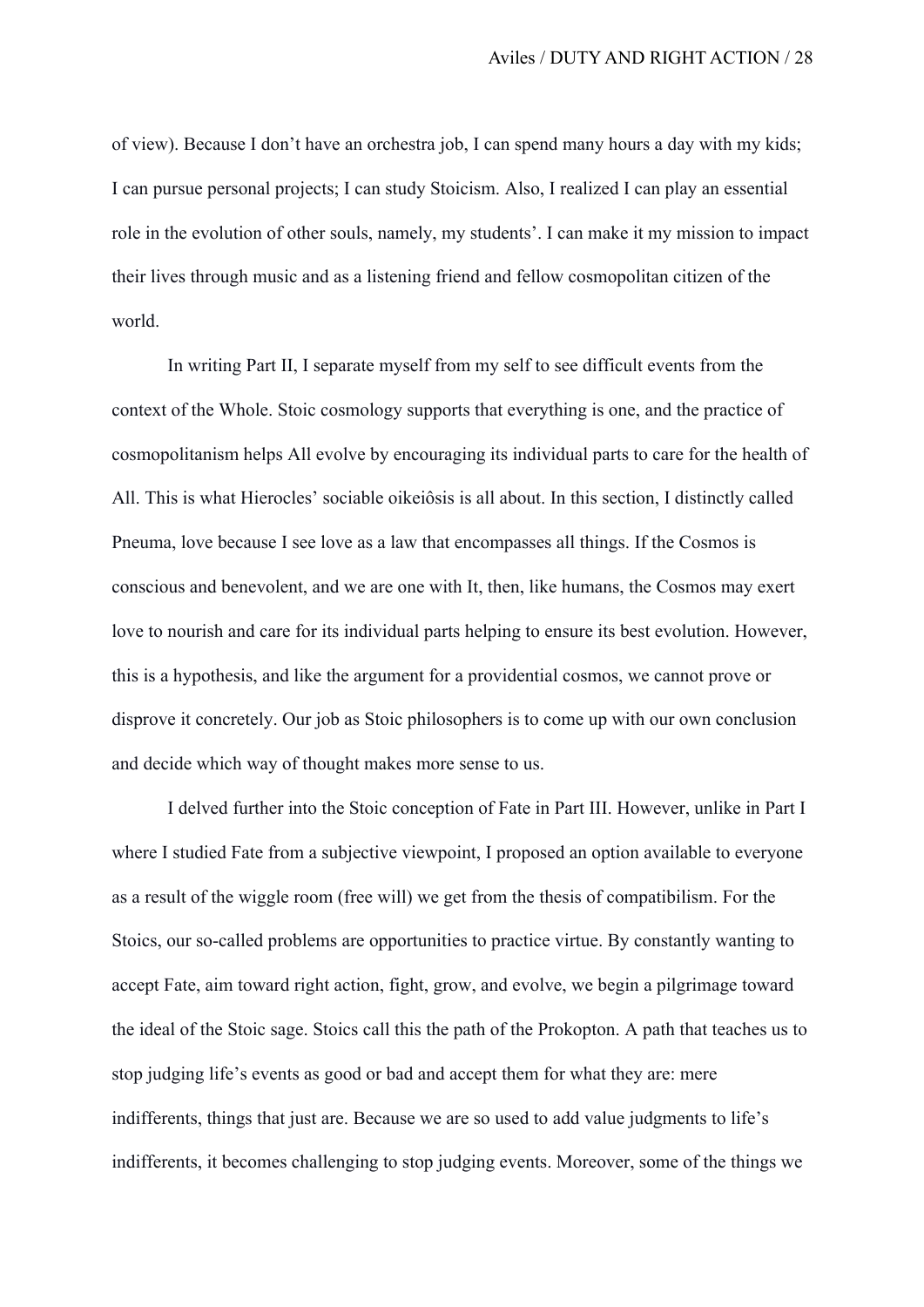of view). Because I don't have an orchestra job, I can spend many hours a day with my kids; I can pursue personal projects; I can study Stoicism. Also, I realized I can play an essential role in the evolution of other souls, namely, my students'. I can make it my mission to impact their lives through music and as a listening friend and fellow cosmopolitan citizen of the world.

In writing Part II, I separate myself from my self to see difficult events from the context of the Whole. Stoic cosmology supports that everything is one, and the practice of cosmopolitanism helps All evolve by encouraging its individual parts to care for the health of All. This is what Hierocles' sociable oikeiôsis is all about. In this section, I distinctly called Pneuma, love because I see love as a law that encompasses all things. If the Cosmos is conscious and benevolent, and we are one with It, then, like humans, the Cosmos may exert love to nourish and care for its individual parts helping to ensure its best evolution. However, this is a hypothesis, and like the argument for a providential cosmos, we cannot prove or disprove it concretely. Our job as Stoic philosophers is to come up with our own conclusion and decide which way of thought makes more sense to us.

I delved further into the Stoic conception of Fate in Part III. However, unlike in Part I where I studied Fate from a subjective viewpoint, I proposed an option available to everyone as a result of the wiggle room (free will) we get from the thesis of compatibilism. For the Stoics, our so-called problems are opportunities to practice virtue. By constantly wanting to accept Fate, aim toward right action, fight, grow, and evolve, we begin a pilgrimage toward the ideal of the Stoic sage. Stoics call this the path of the Prokopton. A path that teaches us to stop judging life's events as good or bad and accept them for what they are: mere indifferents, things that just are. Because we are so used to add value judgments to life's indifferents, it becomes challenging to stop judging events. Moreover, some of the things we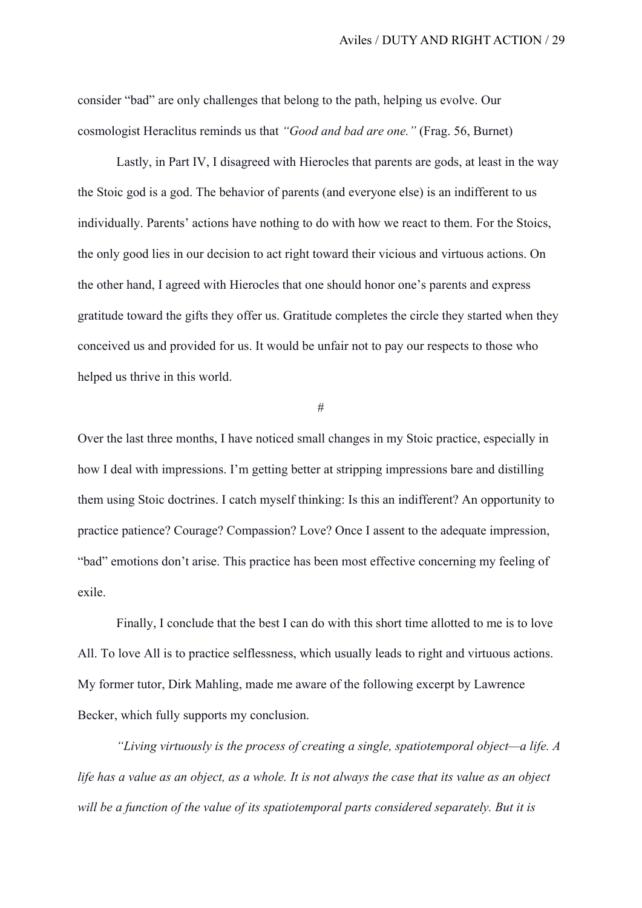consider "bad" are only challenges that belong to the path, helping us evolve. Our cosmologist Heraclitus reminds us that *"Good and bad are one."* (Frag. 56, Burnet)

Lastly, in Part IV, I disagreed with Hierocles that parents are gods, at least in the way the Stoic god is a god. The behavior of parents (and everyone else) is an indifferent to us individually. Parents' actions have nothing to do with how we react to them. For the Stoics, the only good lies in our decision to act right toward their vicious and virtuous actions. On the other hand, I agreed with Hierocles that one should honor one's parents and express gratitude toward the gifts they offer us. Gratitude completes the circle they started when they conceived us and provided for us. It would be unfair not to pay our respects to those who helped us thrive in this world.

#

Over the last three months, I have noticed small changes in my Stoic practice, especially in how I deal with impressions. I'm getting better at stripping impressions bare and distilling them using Stoic doctrines. I catch myself thinking: Is this an indifferent? An opportunity to practice patience? Courage? Compassion? Love? Once I assent to the adequate impression, "bad" emotions don't arise. This practice has been most effective concerning my feeling of exile.

Finally, I conclude that the best I can do with this short time allotted to me is to love All. To love All is to practice selflessness, which usually leads to right and virtuous actions. My former tutor, Dirk Mahling, made me aware of the following excerpt by Lawrence Becker, which fully supports my conclusion.

*"Living virtuously is the process of creating a single, spatiotemporal object—a life. A life has a value as an object, as a whole. It is not always the case that its value as an object will be a function of the value of its spatiotemporal parts considered separately. But it is*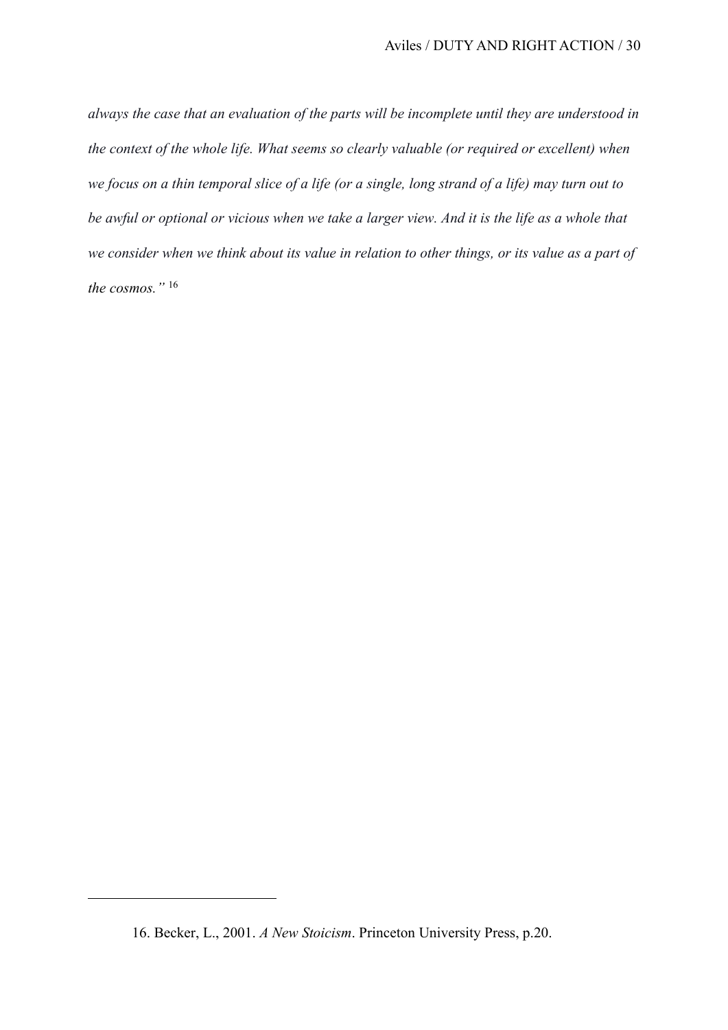*always the case that an evaluation of the parts will be incomplete until they are understood in the context of the whole life. What seems so clearly valuable (or required or excellent) when we focus on a thin temporal slice of a life (or a single, long strand of a life) may turn out to be awful or optional or vicious when we take a larger view. And it is the life as a whole that we consider when we think about its value in relation to other things, or its value as a part of the cosmos."* [16]

---

16. Becker, L., 2001. *A New Stoicism*. Princeton University Press, p.20.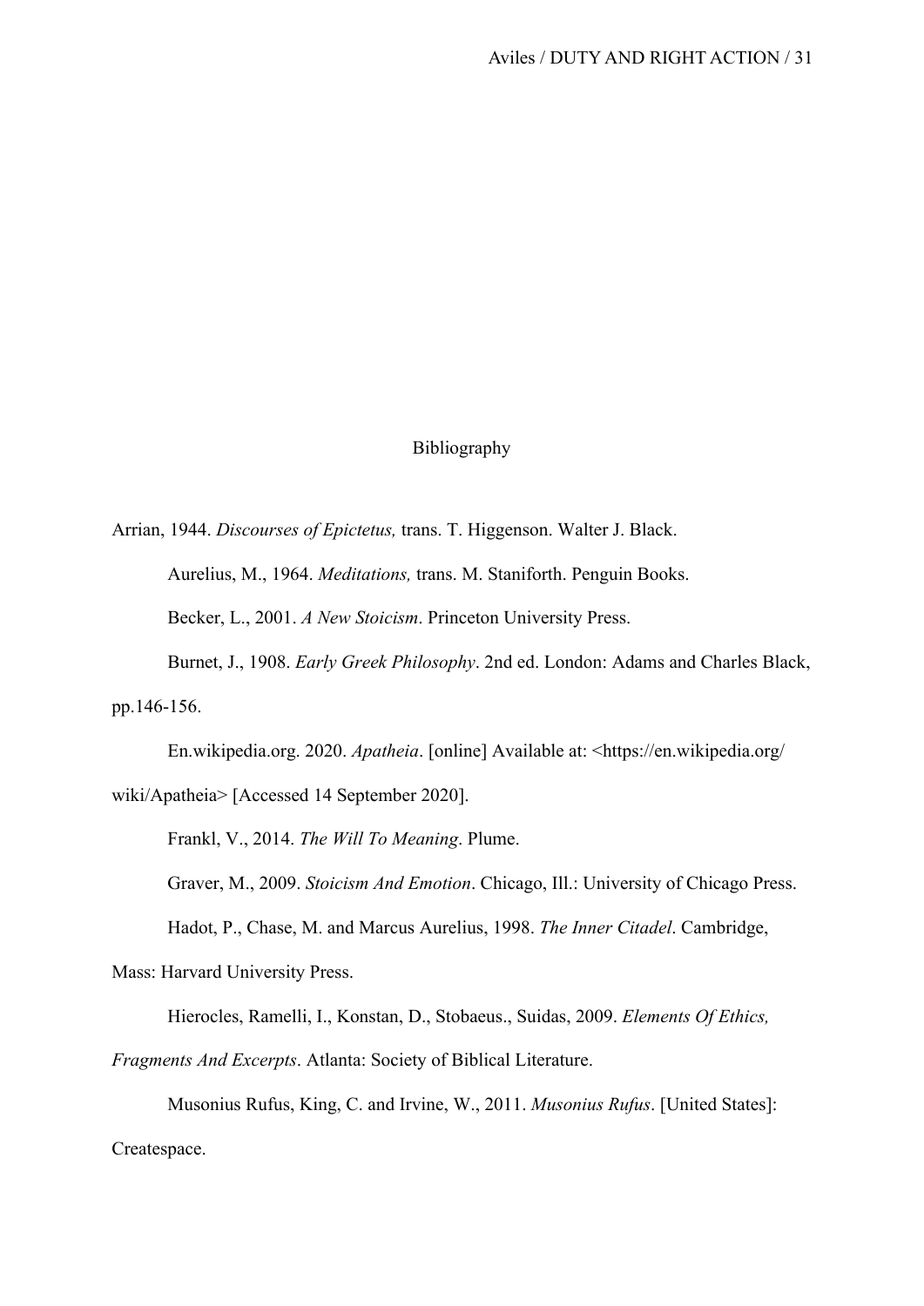# Bibliography

Arrian, 1944. *Discourses of Epictetus,* trans. T. Higgenson. Walter J. Black.

Aurelius, M., 1964. *Meditations,* trans. M. Staniforth. Penguin Books.

Becker, L., 2001. *A New Stoicism*. Princeton University Press.

Burnet, J., 1908. *Early Greek Philosophy*. 2nd ed. London: Adams and Charles Black, pp.146-156.

En.wikipedia.org. 2020. *Apatheia*. [online] Available at: <https://en.wikipedia.org/wiki/Apatheia> [Accessed 14 September 2020].

Frankl, V., 2014. *The Will To Meaning*. Plume.

Graver, M., 2009. *Stoicism And Emotion*. Chicago, Ill.: University of Chicago Press.

Hadot, P., Chase, M. and Marcus Aurelius, 1998. *The Inner Citadel*. Cambridge, Mass: Harvard University Press.

Hierocles, Ramelli, I., Konstan, D., Stobaeus., Suidas, 2009. *Elements Of Ethics, Fragments And Excerpts*. Atlanta: Society of Biblical Literature.

Musonius Rufus, King, C. and Irvine, W., 2011. *Musonius Rufus*. [United States]: Createspace.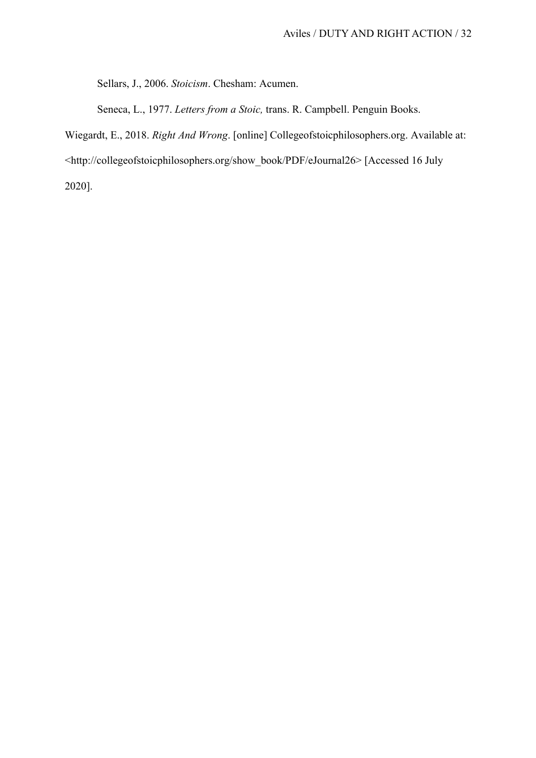Sellars, J., 2006. *Stoicism*. Chesham: Acumen.

Seneca, L., 1977. *Letters from a Stoic,* trans. R. Campbell. Penguin Books.

Wiegardt, E., 2018. *Right And Wrong*. [online] Collegeofstoicphilosophers.org. Available at: <http://collegeofstoicphilosophers.org/show_book/PDF/eJournal26> [Accessed 16 July 2020].